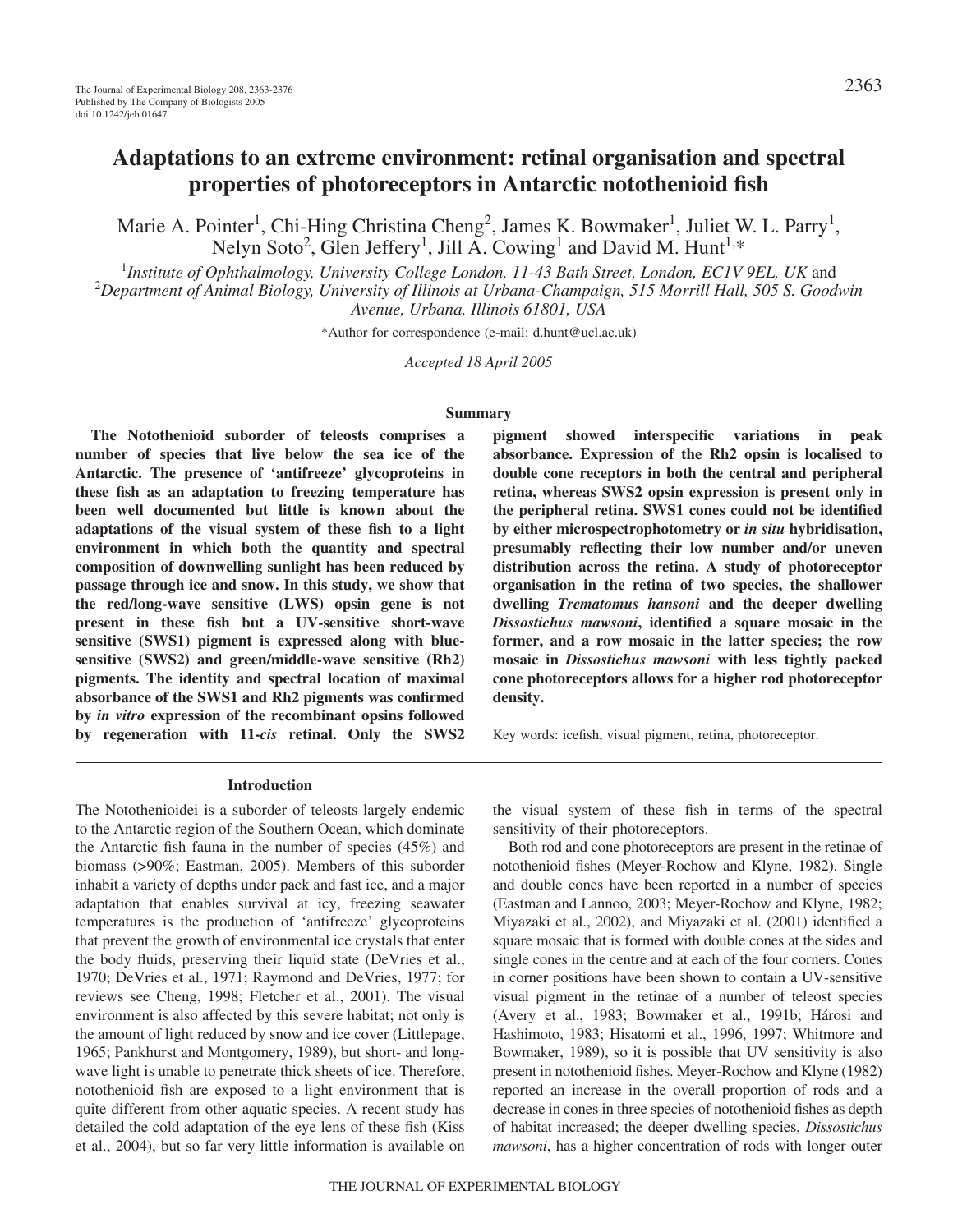# Adaptations to an extreme environment: retinal organisation and spectral properties of photoreceptors in Antarctic notothenioid fish

Marie A. Pointer[1], Chi-Hing Christina Cheng[2], James K. Bowmaker[1], Juliet W. L. Parry[1], Nelyn Soto[2], Glen Jeffery[1], Jill A. Cowing[1] and David M. Hunt[1,*]

[1]*Institute of Ophthalmology, University College London, 11-43 Bath Street, London, EC1V 9EL, UK* and [2]*Department of Animal Biology, University of Illinois at Urbana-Champaign, 515 Morrill Hall, 505 S. Goodwin Avenue, Urbana, Illinois 61801, USA*

*Author for correspondence (e-mail: d.hunt@ucl.ac.uk)

*Accepted 18 April 2005*

## Summary

**The Notothenioid suborder of teleosts comprises a number of species that live below the sea ice of the Antarctic. The presence of 'antifreeze' glycoproteins in these fish as an adaptation to freezing temperature has been well documented but little is known about the adaptations of the visual system of these fish to a light environment in which both the quantity and spectral composition of downwelling sunlight has been reduced by passage through ice and snow. In this study, we show that the red/long-wave sensitive (LWS) opsin gene is not present in these fish but a UV-sensitive short-wave sensitive (SWS1) pigment is expressed along with blue-sensitive (SWS2) and green/middle-wave sensitive (Rh2) pigments. The identity and spectral location of maximal absorbance of the SWS1 and Rh2 pigments was confirmed by *in vitro* expression of the recombinant opsins followed by regeneration with 11-*cis* retinal. Only the SWS2 pigment showed interspecific variations in peak absorbance. Expression of the Rh2 opsin is localised to double cone receptors in both the central and peripheral retina, whereas SWS2 opsin expression is present only in the peripheral retina. SWS1 cones could not be identified by either microspectrophotometry or *in situ* hybridisation, presumably reflecting their low number and/or uneven distribution across the retina. A study of photoreceptor organisation in the retina of two species, the shallower dwelling *Trematomus hansoni* and the deeper dwelling *Dissostichus mawsoni*, identified a square mosaic in the former, and a row mosaic in the latter species; the row mosaic in *Dissostichus mawsoni* with less tightly packed cone photoreceptors allows for a higher rod photoreceptor density.**

Key words: icefish, visual pigment, retina, photoreceptor.

## Introduction

The Notothenioidei is a suborder of teleosts largely endemic to the Antarctic region of the Southern Ocean, which dominate the Antarctic fish fauna in the number of species (45%) and biomass (>90%; Eastman, 2005). Members of this suborder inhabit a variety of depths under pack and fast ice, and a major adaptation that enables survival at icy, freezing seawater temperatures is the production of 'antifreeze' glycoproteins that prevent the growth of environmental ice crystals that enter the body fluids, preserving their liquid state (DeVries et al., 1970; DeVries et al., 1971; Raymond and DeVries, 1977; for reviews see Cheng, 1998; Fletcher et al., 2001). The visual environment is also affected by this severe habitat; not only is the amount of light reduced by snow and ice cover (Littlepage, 1965; Pankhurst and Montgomery, 1989), but short- and long-wave light is unable to penetrate thick sheets of ice. Therefore, notothenioid fish are exposed to a light environment that is quite different from other aquatic species. A recent study has detailed the cold adaptation of the eye lens of these fish (Kiss et al., 2004), but so far very little information is available on the visual system of these fish in terms of the spectral sensitivity of their photoreceptors.

Both rod and cone photoreceptors are present in the retinae of notothenioid fishes (Meyer-Rochow and Klyne, 1982). Single and double cones have been reported in a number of species (Eastman and Lannoo, 2003; Meyer-Rochow and Klyne, 1982; Miyazaki et al., 2002), and Miyazaki et al. (2001) identified a square mosaic that is formed with double cones at the sides and single cones in the centre and at each of the four corners. Cones in corner positions have been shown to contain a UV-sensitive visual pigment in the retinae of a number of teleost species (Avery et al., 1983; Bowmaker et al., 1991b; Hárosi and Hashimoto, 1983; Hisatomi et al., 1996, 1997; Whitmore and Bowmaker, 1989), so it is possible that UV sensitivity is also present in notothenioid fishes. Meyer-Rochow and Klyne (1982) reported an increase in the overall proportion of rods and a decrease in cones in three species of notothenioid fishes as depth of habitat increased; the deeper dwelling species, *Dissostichus mawsoni*, has a higher concentration of rods with longer outer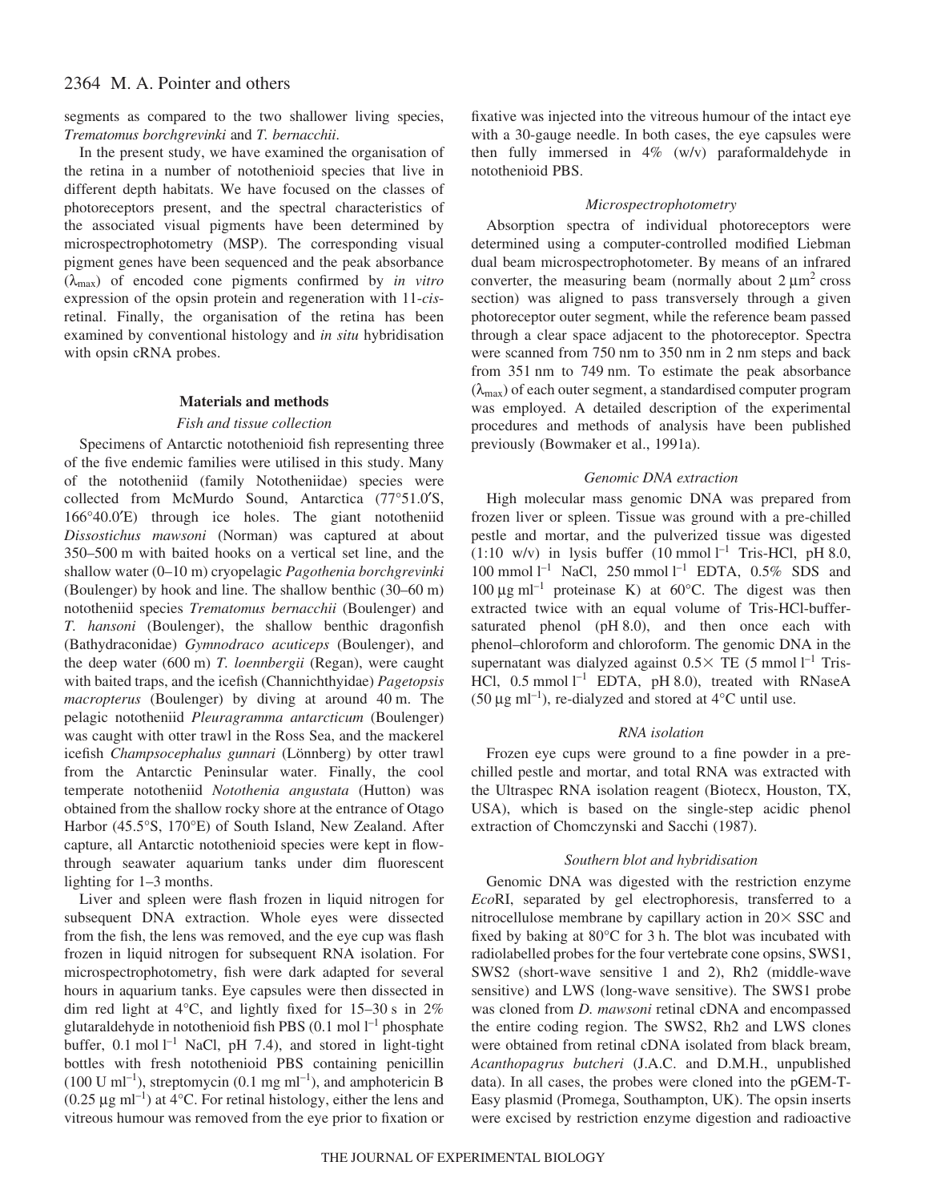segments as compared to the two shallower living species, *Trematomus borchgrevinki* and *T. bernacchii*.

In the present study, we have examined the organisation of the retina in a number of notothenioid species that live in different depth habitats. We have focused on the classes of photoreceptors present, and the spectral characteristics of the associated visual pigments have been determined by microspectrophotometry (MSP). The corresponding visual pigment genes have been sequenced and the peak absorbance ($\lambda_{max}$) of encoded cone pigments confirmed by *in vitro* expression of the opsin protein and regeneration with 11-*cis*-retinal. Finally, the organisation of the retina has been examined by conventional histology and *in situ* hybridisation with opsin cRNA probes.

## Materials and methods

### Fish and tissue collection

Specimens of Antarctic notothenioid fish representing three of the five endemic families were utilised in this study. Many of the nototheniid (family Nototheniidae) species were collected from McMurdo Sound, Antarctica (77°51.0′S, 166°40.0′E) through ice holes. The giant nototheniid *Dissostichus mawsoni* (Norman) was captured at about 350–500 m with baited hooks on a vertical set line, and the shallow water (0–10 m) cryopelagic *Pagothenia borchgrevinki* (Boulenger) by hook and line. The shallow benthic (30–60 m) nototheniid species *Trematomus bernacchii* (Boulenger) and *T. hansoni* (Boulenger), the shallow benthic dragonfish (Bathydraconidae) *Gymnodraco acuticeps* (Boulenger), and the deep water (600 m) *T. loennbergii* (Regan), were caught with baited traps, and the icefish (Channichthyidae) *Pagetopsis macropterus* (Boulenger) by diving at around 40 m. The pelagic nototheniid *Pleuragramma antarcticum* (Boulenger) was caught with otter trawl in the Ross Sea, and the mackerel icefish *Champsocephalus gunnari* (Lönnberg) by otter trawl from the Antarctic Peninsular water. Finally, the cool temperate nototheniid *Notothenia angustata* (Hutton) was obtained from the shallow rocky shore at the entrance of Otago Harbor (45.5°S, 170°E) of South Island, New Zealand. After capture, all Antarctic notothenioid species were kept in flow-through seawater aquarium tanks under dim fluorescent lighting for 1–3 months.

Liver and spleen were flash frozen in liquid nitrogen for subsequent DNA extraction. Whole eyes were dissected from the fish, the lens was removed, and the eye cup was flash frozen in liquid nitrogen for subsequent RNA isolation. For microspectrophotometry, fish were dark adapted for several hours in aquarium tanks. Eye capsules were then dissected in dim red light at 4°C, and lightly fixed for 15–30 s in 2% glutaraldehyde in notothenioid fish PBS (0.1 mol $l^{-1}$ phosphate buffer, 0.1 mol $l^{-1}$ NaCl, pH 7.4), and stored in light-tight bottles with fresh notothenioid PBS containing penicillin (100 U $ml^{-1}$), streptomycin (0.1 mg $ml^{-1}$), and amphotericin B (0.25 $\mu$g $ml^{-1}$) at 4°C. For retinal histology, either the lens and vitreous humour was removed from the eye prior to fixation or fixative was injected into the vitreous humour of the intact eye with a 30-gauge needle. In both cases, the eye capsules were then fully immersed in 4% (w/v) paraformaldehyde in notothenioid PBS.

### Microspectrophotometry

Absorption spectra of individual photoreceptors were determined using a computer-controlled modified Liebman dual beam microspectrophotometer. By means of an infrared converter, the measuring beam (normally about 2 $\mu m^2$ cross section) was aligned to pass transversely through a given photoreceptor outer segment, while the reference beam passed through a clear space adjacent to the photoreceptor. Spectra were scanned from 750 nm to 350 nm in 2 nm steps and back from 351 nm to 749 nm. To estimate the peak absorbance ($\lambda_{max}$) of each outer segment, a standardised computer program was employed. A detailed description of the experimental procedures and methods of analysis have been published previously (Bowmaker et al., 1991a).

### Genomic DNA extraction

High molecular mass genomic DNA was prepared from frozen liver or spleen. Tissue was ground with a pre-chilled pestle and mortar, and the pulverized tissue was digested (1:10 w/v) in lysis buffer (10 mmol $l^{-1}$ Tris-HCl, pH 8.0, 100 mmol $l^{-1}$ NaCl, 250 mmol $l^{-1}$ EDTA, 0.5% SDS and 100 $\mu$g $ml^{-1}$ proteinase K) at 60°C. The digest was then extracted twice with an equal volume of Tris-HCl-buffer-saturated phenol (pH 8.0), and then once each with phenol–chloroform and chloroform. The genomic DNA in the supernatant was dialyzed against 0.5× TE (5 mmol $l^{-1}$ Tris-HCl, 0.5 mmol $l^{-1}$ EDTA, pH 8.0), treated with RNaseA (50 $\mu$g $ml^{-1}$), re-dialyzed and stored at 4°C until use.

### RNA isolation

Frozen eye cups were ground to a fine powder in a pre-chilled pestle and mortar, and total RNA was extracted with the Ultraspec RNA isolation reagent (Biotecx, Houston, TX, USA), which is based on the single-step acidic phenol extraction of Chomczynski and Sacchi (1987).

### Southern blot and hybridisation

Genomic DNA was digested with the restriction enzyme *Eco*RI, separated by gel electrophoresis, transferred to a nitrocellulose membrane by capillary action in 20× SSC and fixed by baking at 80°C for 3 h. The blot was incubated with radiolabelled probes for the four vertebrate cone opsins, SWS1, SWS2 (short-wave sensitive 1 and 2), Rh2 (middle-wave sensitive) and LWS (long-wave sensitive). The SWS1 probe was cloned from *D. mawsoni* retinal cDNA and encompassed the entire coding region. The SWS2, Rh2 and LWS clones were obtained from retinal cDNA isolated from black bream, *Acanthopagrus butcheri* (J.A.C. and D.M.H., unpublished data). In all cases, the probes were cloned into the pGEM-T-Easy plasmid (Promega, Southampton, UK). The opsin inserts were excised by restriction enzyme digestion and radioactive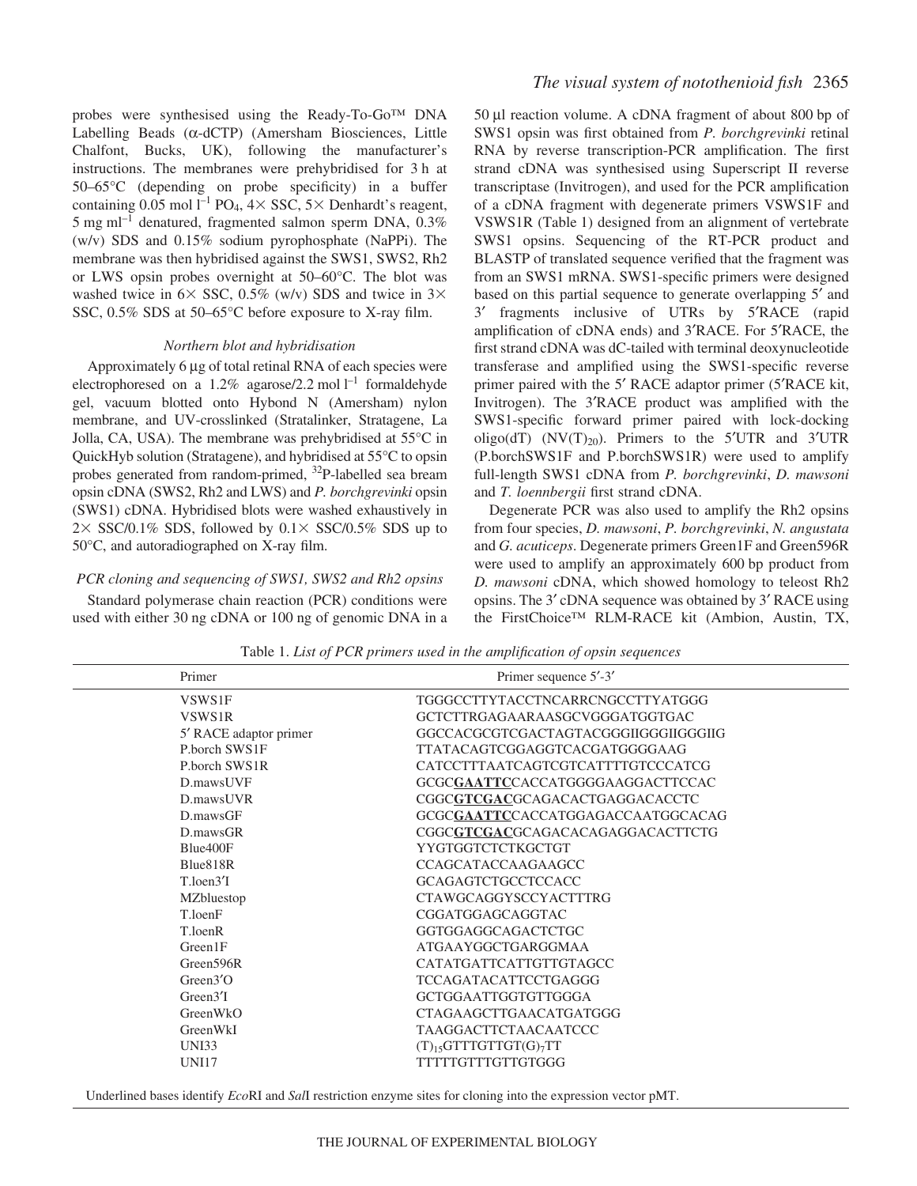probes were synthesised using the Ready-To-Go™ DNA Labelling Beads (α-dCTP) (Amersham Biosciences, Little Chalfont, Bucks, UK), following the manufacturer's instructions. The membranes were prehybridised for 3 h at 50–65°C (depending on probe specificity) in a buffer containing 0.05 mol $l^{-1}$ $PO_4$, 4× SSC, 5× Denhardt's reagent, 5 mg $ml^{-1}$ denatured, fragmented salmon sperm DNA, 0.3% (w/v) SDS and 0.15% sodium pyrophosphate (NaPPi). The membrane was then hybridised against the SWS1, SWS2, Rh2 or LWS opsin probes overnight at 50–60°C. The blot was washed twice in 6× SSC, 0.5% (w/v) SDS and twice in 3× SSC, 0.5% SDS at 50–65°C before exposure to X-ray film.

### *Northern blot and hybridisation*

Approximately 6 μg of total retinal RNA of each species were electrophoresed on a 1.2% agarose/2.2 mol $l^{-1}$ formaldehyde gel, vacuum blotted onto Hybond N (Amersham) nylon membrane, and UV-crosslinked (Stratalinker, Stratagene, La Jolla, CA, USA). The membrane was prehybridised at 55°C in QuickHyb solution (Stratagene), and hybridised at 55°C to opsin probes generated from random-primed, $^{32}P$-labelled sea bream opsin cDNA (SWS2, Rh2 and LWS) and *P. borchgrevinki* opsin (SWS1) cDNA. Hybridised blots were washed exhaustively in 2× SSC/0.1% SDS, followed by 0.1× SSC/0.5% SDS up to 50°C, and autoradiographed on X-ray film.

### *PCR cloning and sequencing of SWS1, SWS2 and Rh2 opsins*

Standard polymerase chain reaction (PCR) conditions were used with either 30 ng cDNA or 100 ng of genomic DNA in a 50 μl reaction volume. A cDNA fragment of about 800 bp of SWS1 opsin was first obtained from *P. borchgrevinki* retinal RNA by reverse transcription-PCR amplification. The first strand cDNA was synthesised using Superscript II reverse transcriptase (Invitrogen), and used for the PCR amplification of a cDNA fragment with degenerate primers VSWS1F and VSWS1R (Table 1) designed from an alignment of vertebrate SWS1 opsins. Sequencing of the RT-PCR product and BLASTP of translated sequence verified that the fragment was from an SWS1 mRNA. SWS1-specific primers were designed based on this partial sequence to generate overlapping 5′ and 3′ fragments inclusive of UTRs by 5′RACE (rapid amplification of cDNA ends) and 3′RACE. For 5′RACE, the first strand cDNA was dC-tailed with terminal deoxynucleotide transferase and amplified using the SWS1-specific reverse primer paired with the 5′ RACE adaptor primer (5′RACE kit, Invitrogen). The 3′RACE product was amplified with the SWS1-specific forward primer paired with lock-docking oligo(dT) ($NV(T)_{20}$). Primers to the 5′UTR and 3′UTR (P.borchSWS1F and P.borchSWS1R) were used to amplify full-length SWS1 cDNA from *P. borchgrevinki*, *D. mawsoni* and *T. loennbergii* first strand cDNA.

Degenerate PCR was also used to amplify the Rh2 opsins from four species, *D. mawsoni*, *P. borchgrevinki*, *N. angustata* and *G. acuticeps*. Degenerate primers Green1F and Green596R were used to amplify an approximately 600 bp product from *D. mawsoni* cDNA, which showed homology to teleost Rh2 opsins. The 3′ cDNA sequence was obtained by 3′ RACE using the FirstChoice™ RLM-RACE kit (Ambion, Austin, TX,

Table 1. *List of PCR primers used in the amplification of opsin sequences*

| Primer | Primer sequence 5′-3′ |
|---|---|
| VSWS1F | TGGGCCTTYTACCTNCARRCNGCCTTYATGGG |
| VSWS1R | GCTCTTRGAGAARAASGCVGGGATGGTGAC |
| 5′ RACE adaptor primer | GGCCACGCGTCGACTAGTACGGGIIGGGIIGGGIIG |
| P.borch SWS1F | TTATACAGTCGGAGGTCACGATGGGGAAG |
| P.borch SWS1R | CATCCTTTAATCAGTCGTCATTTTGTCCCATCG |
| D.mawsUVF | GCGC**GAATTC**CACCATGGGGAAGGACTTCCAC |
| D.mawsUVR | CGGC**GTCGAC**GCAGACACTGAGGACACCTC |
| D.mawsGF | GCGC**GAATTC**CACCATGGAGACCAATGGCACAG |
| D.mawsGR | CGGC**GTCGAC**GCAGACACAGAGGACACTTCTG |
| Blue400F | YYGTGGTCTCTKGCTGT |
| Blue818R | CCAGCATACCAAGAAGCC |
| T.loen3′I | GCAGAGTCTGCCTCCACC |
| MZbluestop | CTAWGCAGGYSCCYACTTTRG |
| T.loenF | CGGATGGAGCAGGTAC |
| T.loenR | GGTGGAGGCAGACTCTGC |
| Green1F | ATGAAYGGCTGARGGMAA |
| Green596R | CATATGATTCATTGTTGTAGCC |
| Green3′O | TCCAGATACATTCCTGAGGG |
| Green3′I | GCTGGAATTGGTGTTGGGA |
| GreenWkO | CTAGAAGCTTGAACATGATGGG |
| GreenWkI | TAAGGACTTCTAACAATCCC |
| UNI33 | $(T)_{15}$GTTTGTTGT$(G)_{7}$TT |
| UNI17 | TTTTTGTTTGTTGTGGG |

Underlined bases identify *Eco*RI and *Sal*I restriction enzyme sites for cloning into the expression vector pMT.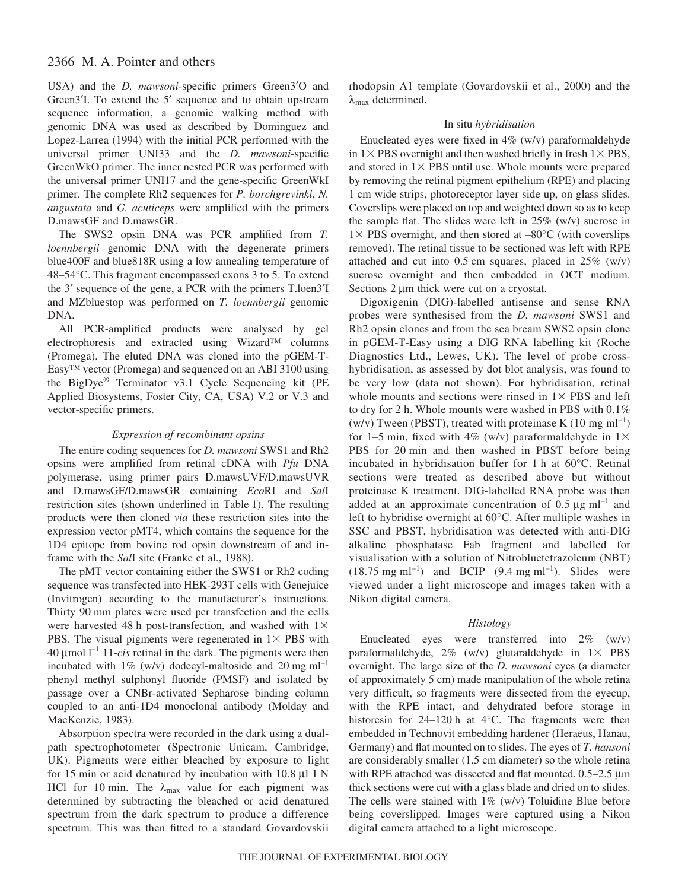USA) and the *D. mawsoni*-specific primers Green3′O and Green3′I. To extend the 5′ sequence and to obtain upstream sequence information, a genomic walking method with genomic DNA was used as described by Dominguez and Lopez-Larrea (1994) with the initial PCR performed with the universal primer UNI33 and the *D. mawsoni*-specific GreenWkO primer. The inner nested PCR was performed with the universal primer UNI17 and the gene-specific GreenWkI primer. The complete Rh2 sequences for *P. borchgrevinki*, *N. angustata* and *G. acuticeps* were amplified with the primers D.mawsGF and D.mawsGR.

The SWS2 opsin DNA was PCR amplified from *T. loennbergii* genomic DNA with the degenerate primers blue400F and blue818R using a low annealing temperature of 48–54°C. This fragment encompassed exons 3 to 5. To extend the 3′ sequence of the gene, a PCR with the primers T.loen3′I and MZbluestop was performed on *T. loennbergii* genomic DNA.

All PCR-amplified products were analysed by gel electrophoresis and extracted using Wizard™ columns (Promega). The eluted DNA was cloned into the pGEM-T-Easy™ vector (Promega) and sequenced on an ABI 3100 using the BigDye® Terminator v3.1 Cycle Sequencing kit (PE Applied Biosystems, Foster City, CA, USA) V.2 or V.3 and vector-specific primers.

### *Expression of recombinant opsins*

The entire coding sequences for *D. mawsoni* SWS1 and Rh2 opsins were amplified from retinal cDNA with *Pfu* DNA polymerase, using primer pairs D.mawsUVF/D.mawsUVR and D.mawsGF/D.mawsGR containing *Eco*RI and *Sal*I restriction sites (shown underlined in Table 1). The resulting products were then cloned *via* these restriction sites into the expression vector pMT4, which contains the sequence for the 1D4 epitope from bovine rod opsin downstream of and in-frame with the *Sal*I site (Franke et al., 1988).

The pMT vector containing either the SWS1 or Rh2 coding sequence was transfected into HEK-293T cells with Genejuice (Invitrogen) according to the manufacturer's instructions. Thirty 90 mm plates were used per transfection and the cells were harvested 48 h post-transfection, and washed with 1× PBS. The visual pigments were regenerated in 1× PBS with 40 μmol $l^{-1}$ 11-*cis* retinal in the dark. The pigments were then incubated with 1% (w/v) dodecyl-maltoside and 20 mg $ml^{-1}$ phenyl methyl sulphonyl fluoride (PMSF) and isolated by passage over a CNBr-activated Sepharose binding column coupled to an anti-1D4 monoclonal antibody (Molday and MacKenzie, 1983).

Absorption spectra were recorded in the dark using a dual-path spectrophotometer (Spectronic Unicam, Cambridge, UK). Pigments were either bleached by exposure to light for 15 min or acid denatured by incubation with 10.8 μl 1 N HCl for 10 min. The $\lambda_{max}$ value for each pigment was determined by subtracting the bleached or acid denatured spectrum from the dark spectrum to produce a difference spectrum. This was then fitted to a standard Govardovskii rhodopsin A1 template (Govardovskii et al., 2000) and the $\lambda_{max}$ determined.

### In situ *hybridisation*

Enucleated eyes were fixed in 4% (w/v) paraformaldehyde in 1× PBS overnight and then washed briefly in fresh 1× PBS, and stored in 1× PBS until use. Whole mounts were prepared by removing the retinal pigment epithelium (RPE) and placing 1 cm wide strips, photoreceptor layer side up, on glass slides. Coverslips were placed on top and weighted down so as to keep the sample flat. The slides were left in 25% (w/v) sucrose in 1× PBS overnight, and then stored at –80°C (with coverslips removed). The retinal tissue to be sectioned was left with RPE attached and cut into 0.5 cm squares, placed in 25% (w/v) sucrose overnight and then embedded in OCT medium. Sections 2 μm thick were cut on a cryostat.

Digoxigenin (DIG)-labelled antisense and sense RNA probes were synthesised from the *D. mawsoni* SWS1 and Rh2 opsin clones and from the sea bream SWS2 opsin clone in pGEM-T-Easy using a DIG RNA labelling kit (Roche Diagnostics Ltd., Lewes, UK). The level of probe cross-hybridisation, as assessed by dot blot analysis, was found to be very low (data not shown). For hybridisation, retinal whole mounts and sections were rinsed in 1× PBS and left to dry for 2 h. Whole mounts were washed in PBS with 0.1% (w/v) Tween (PBST), treated with proteinase K (10 mg $ml^{-1}$) for 1–5 min, fixed with 4% (w/v) paraformaldehyde in 1× PBS for 20 min and then washed in PBST before being incubated in hybridisation buffer for 1 h at 60°C. Retinal sections were treated as described above but without proteinase K treatment. DIG-labelled RNA probe was then added at an approximate concentration of 0.5 μg $ml^{-1}$ and left to hybridise overnight at 60°C. After multiple washes in SSC and PBST, hybridisation was detected with anti-DIG alkaline phosphatase Fab fragment and labelled for visualisation with a solution of Nitrobluetetrazoleum (NBT) (18.75 mg $ml^{-1}$) and BCIP (9.4 mg $ml^{-1}$). Slides were viewed under a light microscope and images taken with a Nikon digital camera.

### *Histology*

Enucleated eyes were transferred into 2% (w/v) paraformaldehyde, 2% (w/v) glutaraldehyde in 1× PBS overnight. The large size of the *D. mawsoni* eyes (a diameter of approximately 5 cm) made manipulation of the whole retina very difficult, so fragments were dissected from the eyecup, with the RPE intact, and dehydrated before storage in historesin for 24–120 h at 4°C. The fragments were then embedded in Technovit embedding hardener (Heraeus, Hanau, Germany) and flat mounted on to slides. The eyes of *T. hansoni* are considerably smaller (1.5 cm diameter) so the whole retina with RPE attached was dissected and flat mounted. 0.5–2.5 μm thick sections were cut with a glass blade and dried on to slides. The cells were stained with 1% (w/v) Toluidine Blue before being coverslipped. Images were captured using a Nikon digital camera attached to a light microscope.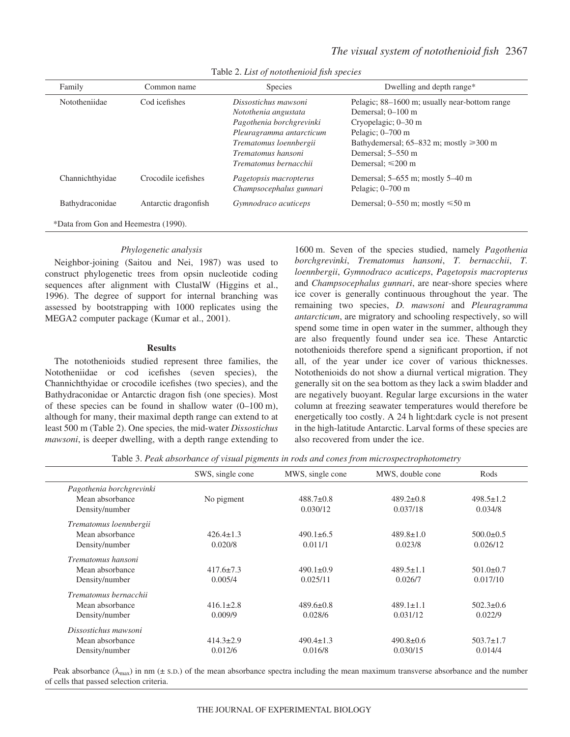Table 2. *List of notothenioid fish species*

| Family | Common name | Species | Dwelling and depth range* |
|---|---|---|---|
| Nototheniidae | Cod icefishes | *Dissostichus mawsoni* | Pelagic; 88–1600 m; usually near-bottom range |
| | | *Notothenia angustata* | Demersal; 0–100 m |
| | | *Pagothenia borchgrevinki* | Cryopelagic; 0–30 m |
| | | *Pleuragramma antarcticum* | Pelagic; 0–700 m |
| | | *Trematomus loennbergii* | Bathydemersal; 65–832 m; mostly ⩾300 m |
| | | *Trematomus hansoni* | Demersal; 5–550 m |
| | | *Trematomus bernacchii* | Demersal; ⩽200 m |
| Channichthyidae | Crocodile icefishes | *Pagetopsis macropterus* | Demersal; 5–655 m; mostly 5–40 m |
| | | *Champsocephalus gunnari* | Pelagic; 0–700 m |
| Bathydraconidae | Antarctic dragonfish | *Gymnodraco acuticeps* | Demersal; 0–550 m; mostly ⩽50 m |

*Data from Gon and Heemestra (1990).

### Phylogenetic analysis

Neighbor-joining (Saitou and Nei, 1987) was used to construct phylogenetic trees from opsin nucleotide coding sequences after alignment with ClustalW (Higgins et al., 1996). The degree of support for internal branching was assessed by bootstrapping with 1000 replicates using the MEGA2 computer package (Kumar et al., 2001).

## Results

The notothenioids studied represent three families, the Nototheniidae or cod icefishes (seven species), the Channichthyidae or crocodile icefishes (two species), and the Bathydraconidae or Antarctic dragon fish (one species). Most of these species can be found in shallow water (0–100 m), although for many, their maximal depth range can extend to at least 500 m (Table 2). One species, the mid-water *Dissostichus mawsoni*, is deeper dwelling, with a depth range extending to 1600 m. Seven of the species studied, namely *Pagothenia borchgrevinki*, *Trematomus hansoni*, *T. bernacchii*, *T. loennbergii*, *Gymnodraco acuticeps*, *Pagetopsis macropterus* and *Champsocephalus gunnari*, are near-shore species where ice cover is generally continuous throughout the year. The remaining two species, *D. mawsoni* and *Pleuragramma antarcticum*, are migratory and schooling respectively, so will spend some time in open water in the summer, although they are also frequently found under sea ice. These Antarctic notothenioids therefore spend a significant proportion, if not all, of the year under ice cover of various thicknesses. Notothenioids do not show a diurnal vertical migration. They generally sit on the sea bottom as they lack a swim bladder and are negatively buoyant. Regular large excursions in the water column at freezing seawater temperatures would therefore be energetically too costly. A 24 h light:dark cycle is not present in the high-latitude Antarctic. Larval forms of these species are also recovered from under the ice.

Table 3. *Peak absorbance of visual pigments in rods and cones from microspectrophotometry*

| | SWS, single cone | MWS, single cone | MWS, double cone | Rods |
|---|---|---|---|---|
| *Pagothenia borchgrevinki* | | | | |
| Mean absorbance | No pigment | 488.7±0.8 | 489.2±0.8 | 498.5±1.2 |
| Density/number | | 0.030/12 | 0.037/18 | 0.034/8 |
| *Trematomus loennbergii* | | | | |
| Mean absorbance | 426.4±1.3 | 490.1±6.5 | 489.8±1.0 | 500.0±0.5 |
| Density/number | 0.020/8 | 0.011/1 | 0.023/8 | 0.026/12 |
| *Trematomus hansoni* | | | | |
| Mean absorbance | 417.6±7.3 | 490.1±0.9 | 489.5±1.1 | 501.0±0.7 |
| Density/number | 0.005/4 | 0.025/11 | 0.026/7 | 0.017/10 |
| *Trematomus bernacchii* | | | | |
| Mean absorbance | 416.1±2.8 | 489.6±0.8 | 489.1±1.1 | 502.3±0.6 |
| Density/number | 0.009/9 | 0.028/6 | 0.031/12 | 0.022/9 |
| *Dissostichus mawsoni* | | | | |
| Mean absorbance | 414.3±2.9 | 490.4±1.3 | 490.8±0.6 | 503.7±1.7 |
| Density/number | 0.012/6 | 0.016/8 | 0.030/15 | 0.014/4 |

Peak absorbance ($\lambda_{max}$) in nm (± S.D.) of the mean absorbance spectra including the mean maximum transverse absorbance and the number of cells that passed selection criteria.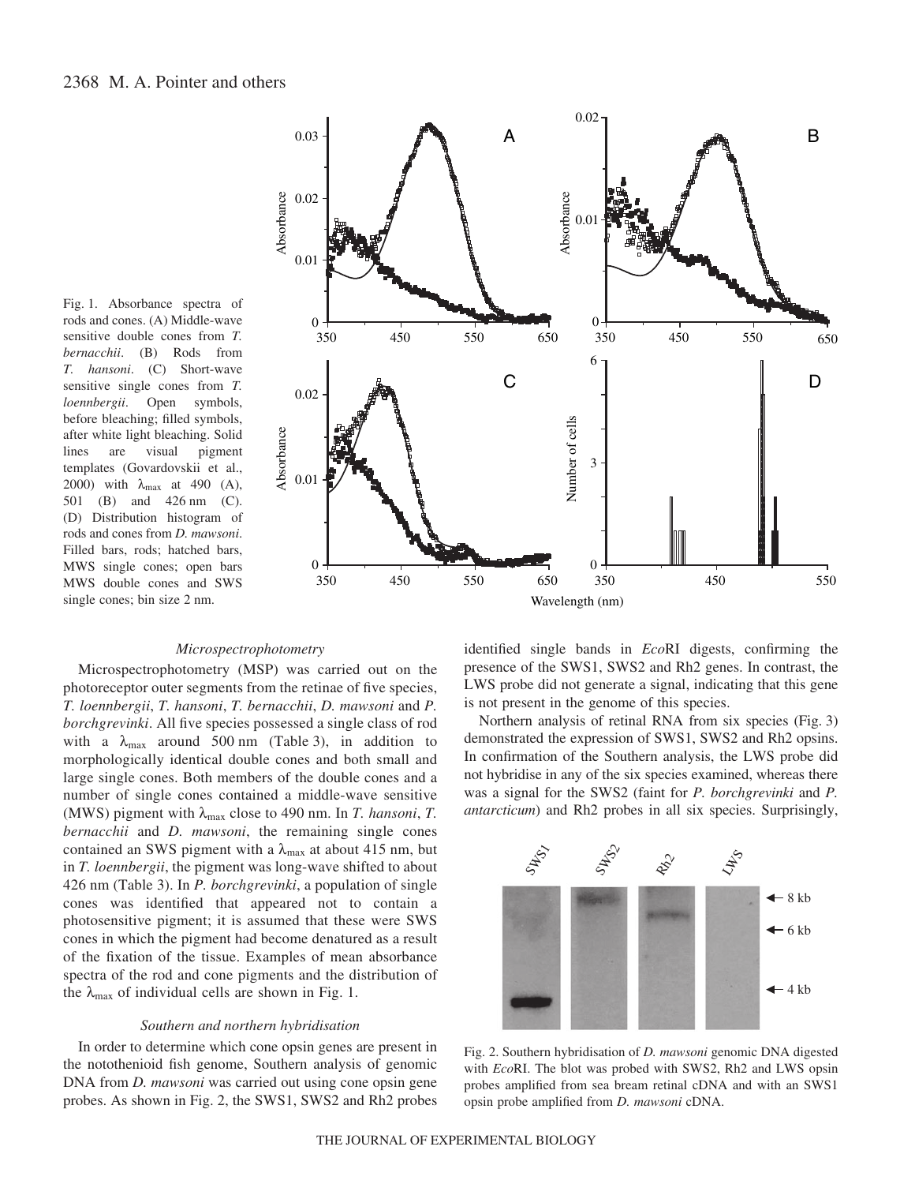Fig. 1. Absorbance spectra of rods and cones. (A) Middle-wave sensitive double cones from *T. bernacchii*. (B) Rods from *T. hansoni*. (C) Short-wave sensitive single cones from *T. loennbergii*. Open symbols, before bleaching; filled symbols, after white light bleaching. Solid lines are visual pigment templates (Govardovskii et al., 2000) with $\lambda_{max}$ at 490 (A), 501 (B) and 426 nm (C). (D) Distribution histogram of rods and cones from *D. mawsoni*. Filled bars, rods; hatched bars, MWS single cones; open bars MWS double cones and SWS single cones; bin size 2 nm.

### *Microspectrophotometry*

Microspectrophotometry (MSP) was carried out on the photoreceptor outer segments from the retinae of five species, *T. loennbergii*, *T. hansoni*, *T. bernacchii*, *D. mawsoni* and *P. borchgrevinki*. All five species possessed a single class of rod with a $\lambda_{max}$ around 500 nm (Table 3), in addition to morphologically identical double cones and both small and large single cones. Both members of the double cones and a number of single cones contained a middle-wave sensitive (MWS) pigment with $\lambda_{max}$ close to 490 nm. In *T. hansoni*, *T. bernacchii* and *D. mawsoni*, the remaining single cones contained an SWS pigment with a $\lambda_{max}$ at about 415 nm, but in *T. loennbergii*, the pigment was long-wave shifted to about 426 nm (Table 3). In *P. borchgrevinki*, a population of single cones was identified that appeared not to contain a photosensitive pigment; it is assumed that these were SWS cones in which the pigment had become denatured as a result of the fixation of the tissue. Examples of mean absorbance spectra of the rod and cone pigments and the distribution of the $\lambda_{max}$ of individual cells are shown in Fig. 1.

### *Southern and northern hybridisation*

In order to determine which cone opsin genes are present in the notothenioid fish genome, Southern analysis of genomic DNA from *D. mawsoni* was carried out using cone opsin gene probes. As shown in Fig. 2, the SWS1, SWS2 and Rh2 probes identified single bands in *Eco*RI digests, confirming the presence of the SWS1, SWS2 and Rh2 genes. In contrast, the LWS probe did not generate a signal, indicating that this gene is not present in the genome of this species.

Northern analysis of retinal RNA from six species (Fig. 3) demonstrated the expression of SWS1, SWS2 and Rh2 opsins. In confirmation of the Southern analysis, the LWS probe did not hybridise in any of the six species examined, whereas there was a signal for the SWS2 (faint for *P. borchgrevinki* and *P. antarcticum*) and Rh2 probes in all six species. Surprisingly,

Fig. 2. Southern hybridisation of *D. mawsoni* genomic DNA digested with *Eco*RI. The blot was probed with SWS2, Rh2 and LWS opsin probes amplified from sea bream retinal cDNA and with an SWS1 opsin probe amplified from *D. mawsoni* cDNA.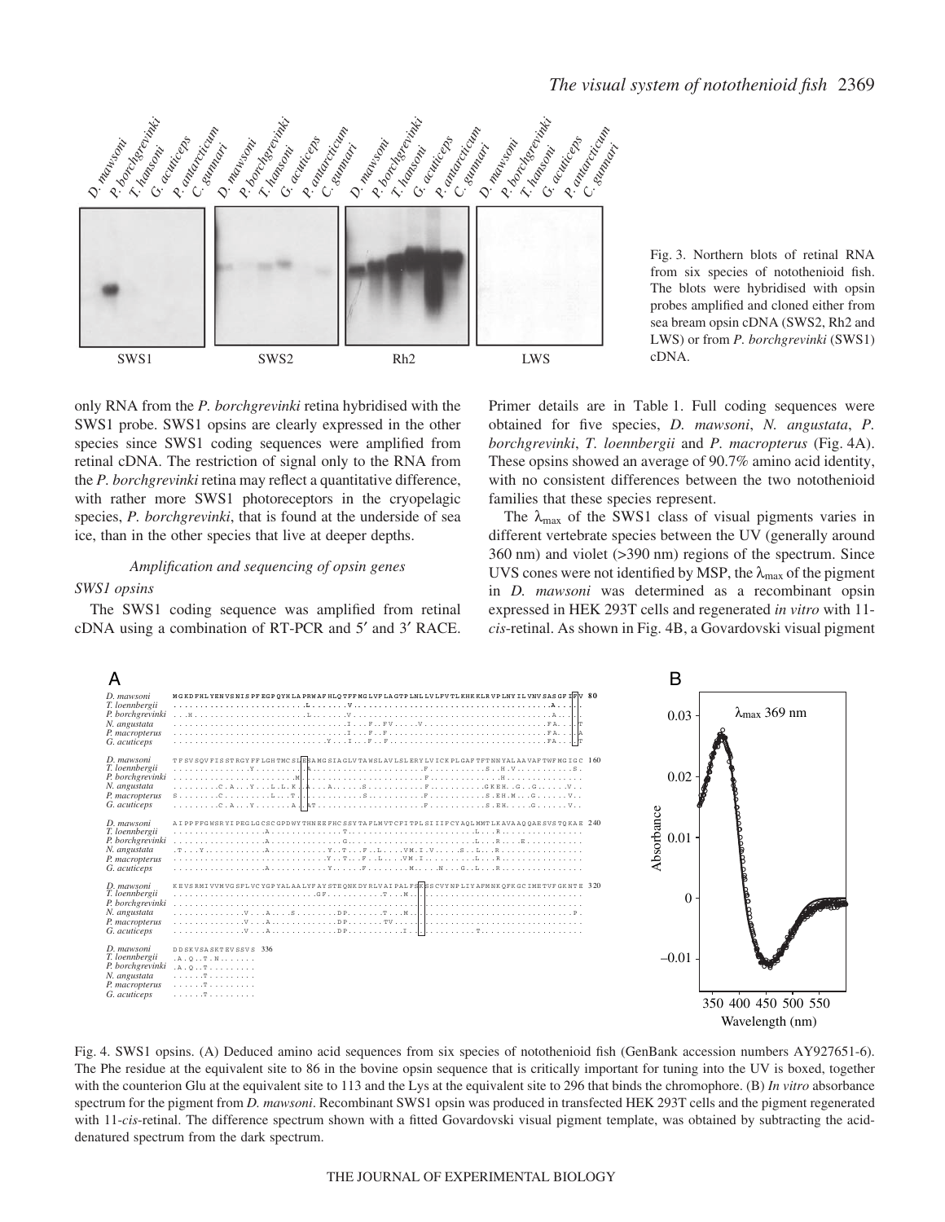Fig. 3. Northern blots of retinal RNA from six species of notothenioid fish. The blots were hybridised with opsin probes amplified and cloned either from sea bream opsin cDNA (SWS2, Rh2 and LWS) or from *P. borchgrevinki* (SWS1) cDNA.

only RNA from the *P. borchgrevinki* retina hybridised with the SWS1 probe. SWS1 opsins are clearly expressed in the other species since SWS1 coding sequences were amplified from retinal cDNA. The restriction of signal only to the RNA from the *P. borchgrevinki* retina may reflect a quantitative difference, with rather more SWS1 photoreceptors in the cryopelagic species, *P. borchgrevinki*, that is found at the underside of sea ice, than in the other species that live at deeper depths.

### *Amplification and sequencing of opsin genes*

#### *SWS1 opsins*

The SWS1 coding sequence was amplified from retinal cDNA using a combination of RT-PCR and 5′ and 3′ RACE. Primer details are in Table 1. Full coding sequences were obtained for five species, *D. mawsoni*, *N. angustata*, *P. borchgrevinki*, *T. loennbergii* and *P. macropterus* (Fig. 4A). These opsins showed an average of 90.7% amino acid identity, with no consistent differences between the two notothenioid families that these species represent.

The $\lambda_{max}$ of the SWS1 class of visual pigments varies in different vertebrate species between the UV (generally around 360 nm) and violet (>390 nm) regions of the spectrum. Since UVS cones were not identified by MSP, the $\lambda_{max}$ of the pigment in *D. mawsoni* was determined as a recombinant opsin expressed in HEK 293T cells and regenerated *in vitro* with 11-*cis*-retinal. As shown in Fig. 4B, a Govardovski visual pigment

Fig. 4. SWS1 opsins. (A) Deduced amino acid sequences from six species of notothenioid fish (GenBank accession numbers AY927651-6). The Phe residue at the equivalent site to 86 in the bovine opsin sequence that is critically important for tuning into the UV is boxed, together with the counterion Glu at the equivalent site to 113 and the Lys at the equivalent site to 296 that binds the chromophore. (B) *In vitro* absorbance spectrum for the pigment from *D. mawsoni*. Recombinant SWS1 opsin was produced in transfected HEK 293T cells and the pigment regenerated with 11-*cis*-retinal. The difference spectrum shown with a fitted Govardovski visual pigment template, was obtained by subtracting the acid-denatured spectrum from the dark spectrum.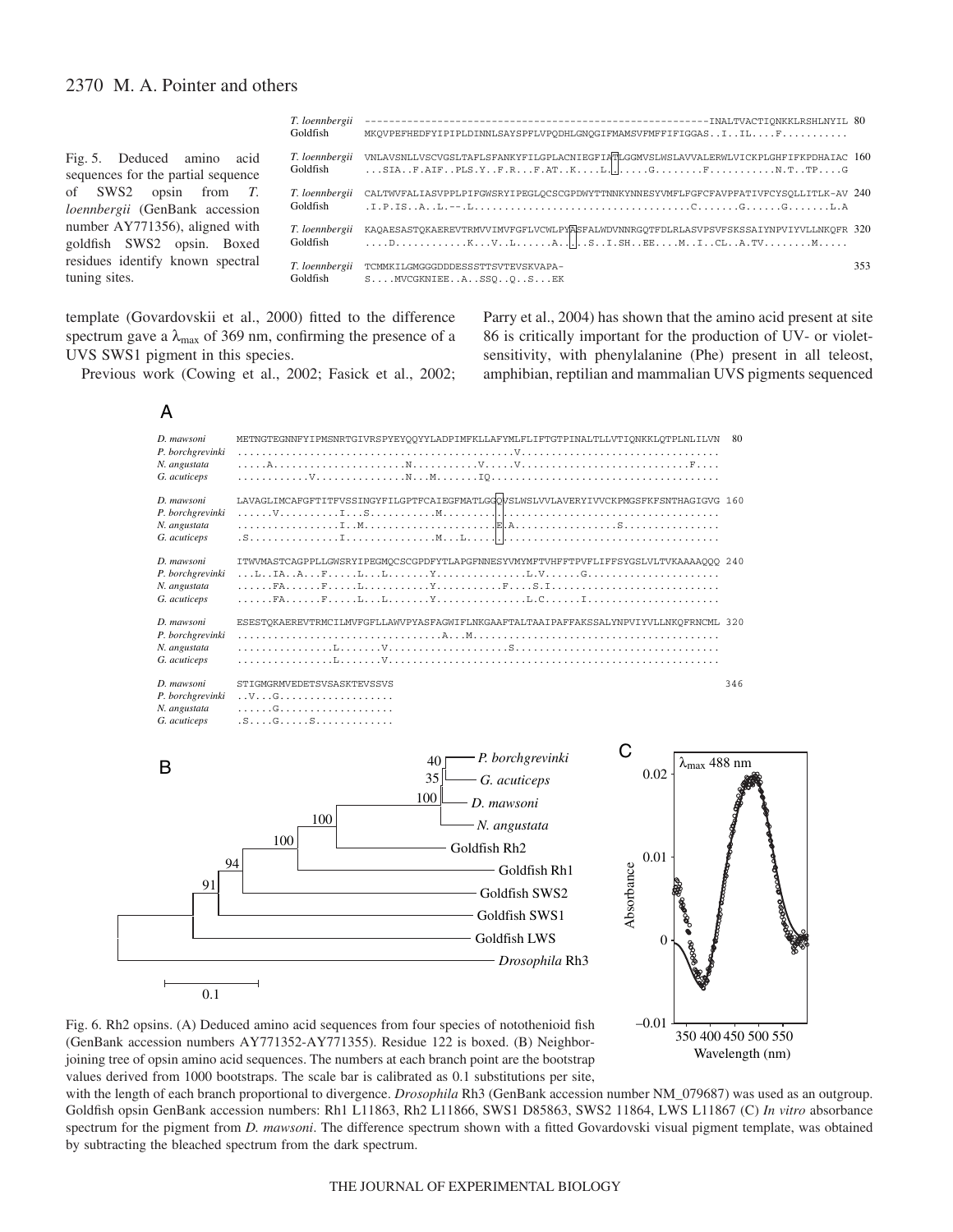| | |
|---|---|
| *T. loennbergii* | --------------------------------------------------------INALTVACTIQNKKLRSHLNYIL 80 |
| Goldfish | MKQVPEFHEDFYIPIPLDINNLSAYSPFLVPQDHLGNQGIFMAMSVFMFFIFIGGAS..I..IL....F.......... |
| *T. loennbergii* | VNLAVSNLLVSCVGSLTAFLSFANKYFILGPLACNIEGFIATLGGMVSLWSLAVVALERWLVICKPLGHFIFKPDHAIAC 160 |
| Goldfish | ...SIA..F.AIF..PLS.Y..F.R...F.AT..K....L.......G........F...........N.T..TP....G |
| *T. loennbergii* | CALTWVFALIASVPPLPIFGWSRYIPEGLQCSCGPDWYTTNNKYNNESYVMFLFGFCFAVPFATIVFCYSQLLITLK-AV 240 |
| Goldfish | .I.P.IS..A..L.--.L..................................C.......G.......G.......L.A |
| *T. loennbergii* | KAQAESASTQKAEREVTRMVVIMVFGFLVCWLPYASFALWDVNNRGQTFDLRLASVPSVFSKSSAIYNPVIYVLLNKQFR 320 |
| Goldfish | ....D...........K...V..L......A......S..I.SH..EE....M..I..CL..A.TV........M..... |
| *T. loennbergii* | TCMMKILGMGGGDDDESSSTTSVTEVSKVAPA- 353 |
| Goldfish | S....MVCGKNIEE..A..SSQ..Q..S...EK |

Fig. 5. Deduced amino acid sequences for the partial sequence of SWS2 opsin from *T. loennbergii* (GenBank accession number AY771356), aligned with goldfish SWS2 opsin. Boxed residues identify known spectral tuning sites.

template (Govardovskii et al., 2000) fitted to the difference spectrum gave a $\lambda_{max}$ of 369 nm, confirming the presence of a UVS SWS1 pigment in this species.

Previous work (Cowing et al., 2002; Fasick et al., 2002; Parry et al., 2004) has shown that the amino acid present at site 86 is critically important for the production of UV- or violet-sensitivity, with phenylalanine (Phe) present in all teleost, amphibian, reptilian and mammalian UVS pigments sequenced

A

| | |
|---|---|
| *D. mawsoni* | METNGTEGNNFYIPMSNRTGIVRSPYEYQQYYLADPIMFKLLAFYMLFLIFTGTPINALTLLVTIQNKKLQTPLNLILVN 80 |
| *P. borchgrevinki* | ...........................................V................................ |
| *N. angustata* | .....A......................N..........V.....V............................F.... |
| *G. acuticeps* | ............V...............N...M.......IQ..................................... |
| *D. mawsoni* | LAVAGLIMCAFGFTITFVSSINGYFILGPTFCAIEGFMATLGGQVSLWSLVVLAVERYIVVCKPMGSFKFSNTHAGIGVG 160 |
| *P. borchgrevinki* | ......V..........I...S...........M............................................ |
| *N. angustata* | .................I..M......................E.A.................S................ |
| *G. acuticeps* | .S...............I...............M....L....................................... |
| *D. mawsoni* | ITWVMASTCAGPPLLGWSRYIPEGMQCSCGPDFYTLAPGFNNESYVMYMFTVHFFTPVFLIFFSYGSLVLTVKAAAAQQQ 240 |
| *P. borchgrevinki* | ...L..IA..A...F.....L...L.......Y...............L.V......G..................... |
| *N. angustata* | ......FA......F.....L...........Y...........F....S.I........................... |
| *G. acuticeps* | ......FA......F.....L...L.......Y...............L.C......I..................... |
| *D. mawsoni* | ESESTQKAEREVTRMCILMVFGFLLAWVPYASFAGWIFLNKGAAFTALTAAIPAFFAKSSALYNPVIYVLLNKQFRNCML 320 |
| *P. borchgrevinki* | ................................A...M........................................ |
| *N. angustata* | ................L.......V....................S................................. |
| *G. acuticeps* | ................L.......V...................................................... |
| *D. mawsoni* | STIGMGRMVEDETSVSASKTEVSSVS 346 |
| *P. borchgrevinki* | ..V...G................... |
| *N. angustata* | ......G................... |
| *G. acuticeps* | .S....G.....S............. |

Fig. 6. Rh2 opsins. (A) Deduced amino acid sequences from four species of notothenioid fish (GenBank accession numbers AY771352-AY771355). Residue 122 is boxed. (B) Neighbor-joining tree of opsin amino acid sequences. The numbers at each branch point are the bootstrap values derived from 1000 bootstraps. The scale bar is calibrated as 0.1 substitutions per site, with the length of each branch proportional to divergence. *Drosophila* Rh3 (GenBank accession number NM_079687) was used as an outgroup. Goldfish opsin GenBank accession numbers: Rh1 L11863, Rh2 L11866, SWS1 D85863, SWS2 11864, LWS L11867 (C) *In vitro* absorbance spectrum for the pigment from *D. mawsoni*. The difference spectrum shown with a fitted Govardovski visual pigment template, was obtained by subtracting the bleached spectrum from the dark spectrum.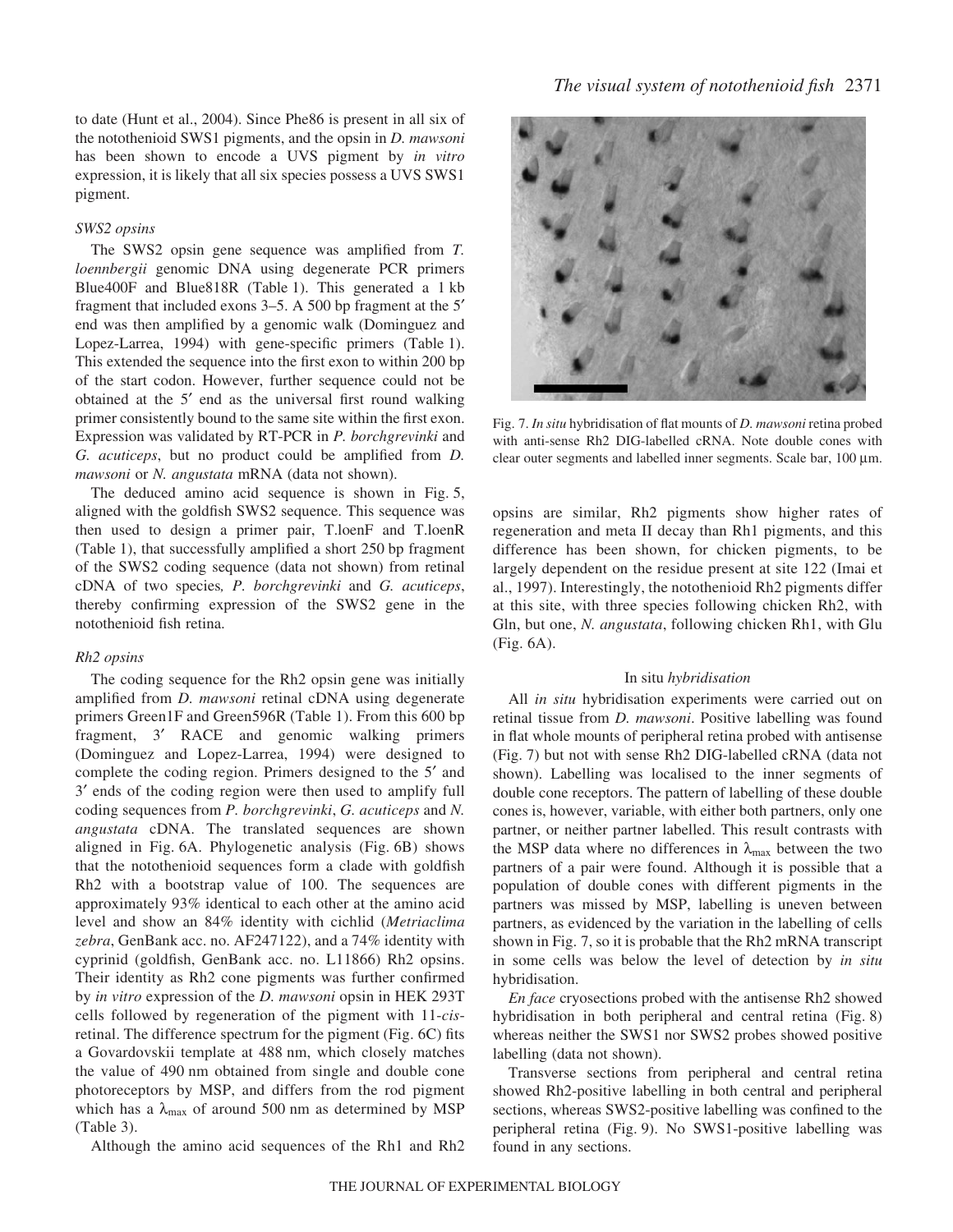to date (Hunt et al., 2004). Since Phe86 is present in all six of the notothenioid SWS1 pigments, and the opsin in *D. mawsoni* has been shown to encode a UVS pigment by *in vitro* expression, it is likely that all six species possess a UVS SWS1 pigment.

### *SWS2 opsins*

The SWS2 opsin gene sequence was amplified from *T. loennbergii* genomic DNA using degenerate PCR primers Blue400F and Blue818R (Table 1). This generated a 1 kb fragment that included exons 3–5. A 500 bp fragment at the 5′ end was then amplified by a genomic walk (Dominguez and Lopez-Larrea, 1994) with gene-specific primers (Table 1). This extended the sequence into the first exon to within 200 bp of the start codon. However, further sequence could not be obtained at the 5′ end as the universal first round walking primer consistently bound to the same site within the first exon. Expression was validated by RT-PCR in *P. borchgrevinki* and *G. acuticeps*, but no product could be amplified from *D. mawsoni* or *N. angustata* mRNA (data not shown).

The deduced amino acid sequence is shown in Fig. 5, aligned with the goldfish SWS2 sequence. This sequence was then used to design a primer pair, T.loenF and T.loenR (Table 1), that successfully amplified a short 250 bp fragment of the SWS2 coding sequence (data not shown) from retinal cDNA of two species*, P. borchgrevinki* and *G. acuticeps*, thereby confirming expression of the SWS2 gene in the notothenioid fish retina.

### *Rh2 opsins*

The coding sequence for the Rh2 opsin gene was initially amplified from *D. mawsoni* retinal cDNA using degenerate primers Green1F and Green596R (Table 1). From this 600 bp fragment, 3′ RACE and genomic walking primers (Dominguez and Lopez-Larrea, 1994) were designed to complete the coding region. Primers designed to the 5′ and 3′ ends of the coding region were then used to amplify full coding sequences from *P. borchgrevinki*, *G. acuticeps* and *N. angustata* cDNA. The translated sequences are shown aligned in Fig. 6A. Phylogenetic analysis (Fig. 6B) shows that the notothenioid sequences form a clade with goldfish Rh2 with a bootstrap value of 100. The sequences are approximately 93% identical to each other at the amino acid level and show an 84% identity with cichlid (*Metriaclima zebra*, GenBank acc. no. AF247122), and a 74% identity with cyprinid (goldfish, GenBank acc. no. L11866) Rh2 opsins. Their identity as Rh2 cone pigments was further confirmed by *in vitro* expression of the *D. mawsoni* opsin in HEK 293T cells followed by regeneration of the pigment with 11-*cis*-retinal. The difference spectrum for the pigment (Fig. 6C) fits a Govardovskii template at 488 nm, which closely matches the value of 490 nm obtained from single and double cone photoreceptors by MSP, and differs from the rod pigment which has a $\lambda_{max}$ of around 500 nm as determined by MSP (Table 3).

Although the amino acid sequences of the Rh1 and Rh2 opsins are similar, Rh2 pigments show higher rates of regeneration and meta II decay than Rh1 pigments, and this difference has been shown, for chicken pigments, to be largely dependent on the residue present at site 122 (Imai et al., 1997). Interestingly, the notothenioid Rh2 pigments differ at this site, with three species following chicken Rh2, with Gln, but one, *N. angustata*, following chicken Rh1, with Glu (Fig. 6A).

Fig. 7. *In situ* hybridisation of flat mounts of *D. mawsoni* retina probed with anti-sense Rh2 DIG-labelled cRNA. Note double cones with clear outer segments and labelled inner segments. Scale bar, 100 μm.

## In situ *hybridisation*

All *in situ* hybridisation experiments were carried out on retinal tissue from *D. mawsoni*. Positive labelling was found in flat whole mounts of peripheral retina probed with antisense (Fig. 7) but not with sense Rh2 DIG-labelled cRNA (data not shown). Labelling was localised to the inner segments of double cone receptors. The pattern of labelling of these double cones is, however, variable, with either both partners, only one partner, or neither partner labelled. This result contrasts with the MSP data where no differences in $\lambda_{max}$ between the two partners of a pair were found. Although it is possible that a population of double cones with different pigments in the partners was missed by MSP, labelling is uneven between partners, as evidenced by the variation in the labelling of cells shown in Fig. 7, so it is probable that the Rh2 mRNA transcript in some cells was below the level of detection by *in situ* hybridisation.

*En face* cryosections probed with the antisense Rh2 showed hybridisation in both peripheral and central retina (Fig. 8) whereas neither the SWS1 nor SWS2 probes showed positive labelling (data not shown).

Transverse sections from peripheral and central retina showed Rh2-positive labelling in both central and peripheral sections, whereas SWS2-positive labelling was confined to the peripheral retina (Fig. 9). No SWS1-positive labelling was found in any sections.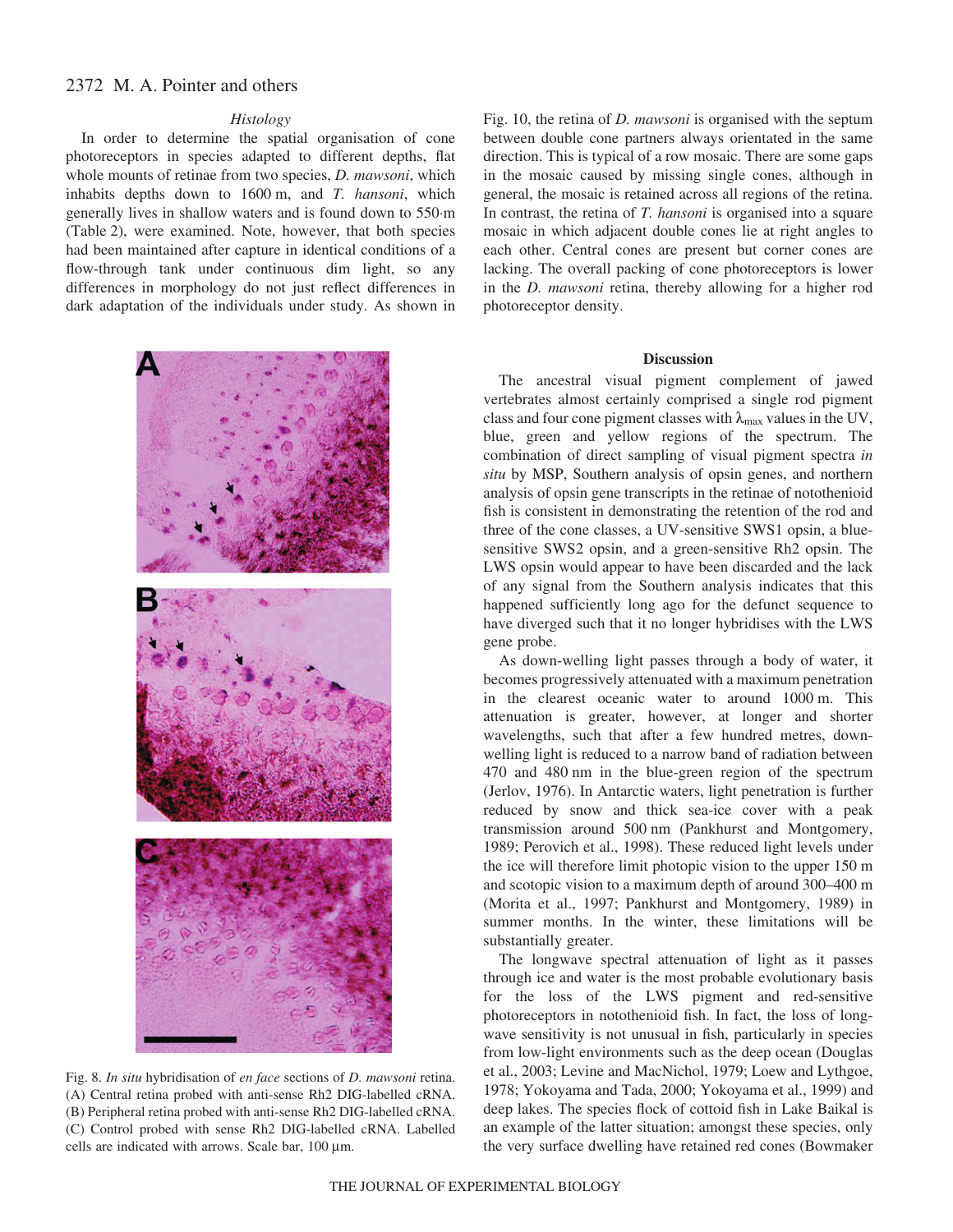### *Histology*

In order to determine the spatial organisation of cone photoreceptors in species adapted to different depths, flat whole mounts of retinae from two species, *D. mawsoni*, which inhabits depths down to 1600 m, and *T. hansoni*, which generally lives in shallow waters and is found down to 550 m (Table 2), were examined. Note, however, that both species had been maintained after capture in identical conditions of a flow-through tank under continuous dim light, so any differences in morphology do not just reflect differences in dark adaptation of the individuals under study. As shown in Fig. 10, the retina of *D. mawsoni* is organised with the septum between double cone partners always orientated in the same direction. This is typical of a row mosaic. There are some gaps in the mosaic caused by missing single cones, although in general, the mosaic is retained across all regions of the retina. In contrast, the retina of *T. hansoni* is organised into a square mosaic in which adjacent double cones lie at right angles to each other. Central cones are present but corner cones are lacking. The overall packing of cone photoreceptors is lower in the *D. mawsoni* retina, thereby allowing for a higher rod photoreceptor density.

Fig. 8. *In situ* hybridisation of *en face* sections of *D. mawsoni* retina. (A) Central retina probed with anti-sense Rh2 DIG-labelled cRNA. (B) Peripheral retina probed with anti-sense Rh2 DIG-labelled cRNA. (C) Control probed with sense Rh2 DIG-labelled cRNA. Labelled cells are indicated with arrows. Scale bar, 100 μm.

## Discussion

The ancestral visual pigment complement of jawed vertebrates almost certainly comprised a single rod pigment class and four cone pigment classes with $\lambda_{max}$ values in the UV, blue, green and yellow regions of the spectrum. The combination of direct sampling of visual pigment spectra *in situ* by MSP, Southern analysis of opsin genes, and northern analysis of opsin gene transcripts in the retinae of notothenioid fish is consistent in demonstrating the retention of the rod and three of the cone classes, a UV-sensitive SWS1 opsin, a blue-sensitive SWS2 opsin, and a green-sensitive Rh2 opsin. The LWS opsin would appear to have been discarded and the lack of any signal from the Southern analysis indicates that this happened sufficiently long ago for the defunct sequence to have diverged such that it no longer hybridises with the LWS gene probe.

As down-welling light passes through a body of water, it becomes progressively attenuated with a maximum penetration in the clearest oceanic water to around 1000 m. This attenuation is greater, however, at longer and shorter wavelengths, such that after a few hundred metres, down-welling light is reduced to a narrow band of radiation between 470 and 480 nm in the blue-green region of the spectrum (Jerlov, 1976). In Antarctic waters, light penetration is further reduced by snow and thick sea-ice cover with a peak transmission around 500 nm (Pankhurst and Montgomery, 1989; Perovich et al., 1998). These reduced light levels under the ice will therefore limit photopic vision to the upper 150 m and scotopic vision to a maximum depth of around 300–400 m (Morita et al., 1997; Pankhurst and Montgomery, 1989) in summer months. In the winter, these limitations will be substantially greater.

The longwave spectral attenuation of light as it passes through ice and water is the most probable evolutionary basis for the loss of the LWS pigment and red-sensitive photoreceptors in notothenioid fish. In fact, the loss of long-wave sensitivity is not unusual in fish, particularly in species from low-light environments such as the deep ocean (Douglas et al., 2003; Levine and MacNichol, 1979; Loew and Lythgoe, 1978; Yokoyama and Tada, 2000; Yokoyama et al., 1999) and deep lakes. The species flock of cottoid fish in Lake Baikal is an example of the latter situation; amongst these species, only the very surface dwelling have retained red cones (Bowmaker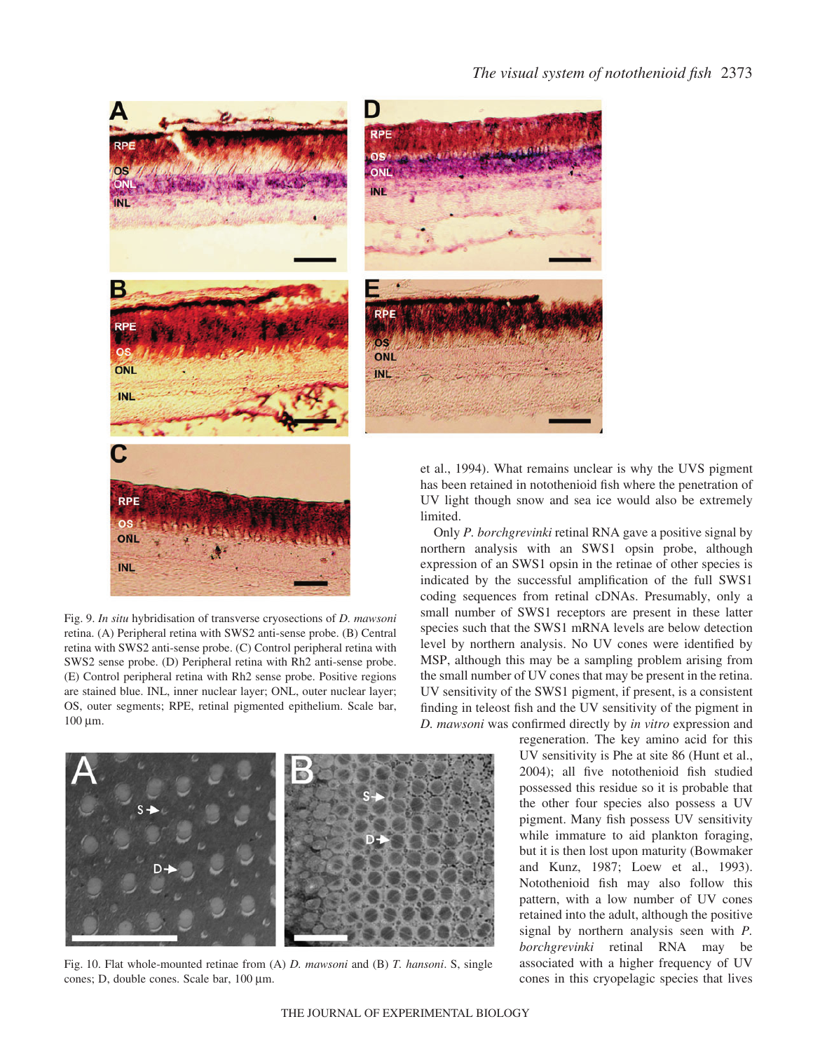Fig. 9. *In situ* hybridisation of transverse cryosections of *D. mawsoni* retina. (A) Peripheral retina with SWS2 anti-sense probe. (B) Central retina with SWS2 anti-sense probe. (C) Control peripheral retina with SWS2 sense probe. (D) Peripheral retina with Rh2 anti-sense probe. (E) Control peripheral retina with Rh2 sense probe. Positive regions are stained blue. INL, inner nuclear layer; ONL, outer nuclear layer; OS, outer segments; RPE, retinal pigmented epithelium. Scale bar, 100 µm.

Fig. 10. Flat whole-mounted retinae from (A) *D. mawsoni* and (B) *T. hansoni*. S, single cones; D, double cones. Scale bar, 100 µm.

et al., 1994). What remains unclear is why the UVS pigment has been retained in notothenioid fish where the penetration of UV light though snow and sea ice would also be extremely limited.

Only *P. borchgrevinki* retinal RNA gave a positive signal by northern analysis with an SWS1 opsin probe, although expression of an SWS1 opsin in the retinae of other species is indicated by the successful amplification of the full SWS1 coding sequences from retinal cDNAs. Presumably, only a small number of SWS1 receptors are present in these latter species such that the SWS1 mRNA levels are below detection level by northern analysis. No UV cones were identified by MSP, although this may be a sampling problem arising from the small number of UV cones that may be present in the retina. UV sensitivity of the SWS1 pigment, if present, is a consistent finding in teleost fish and the UV sensitivity of the pigment in *D. mawsoni* was confirmed directly by *in vitro* expression and regeneration. The key amino acid for this UV sensitivity is Phe at site 86 (Hunt et al., 2004); all five notothenioid fish studied possessed this residue so it is probable that the other four species also possess a UV pigment. Many fish possess UV sensitivity while immature to aid plankton foraging, but it is then lost upon maturity (Bowmaker and Kunz, 1987; Loew et al., 1993). Notothenioid fish may also follow this pattern, with a low number of UV cones retained into the adult, although the positive signal by northern analysis seen with *P. borchgrevinki* retinal RNA may be associated with a higher frequency of UV cones in this cryopelagic species that lives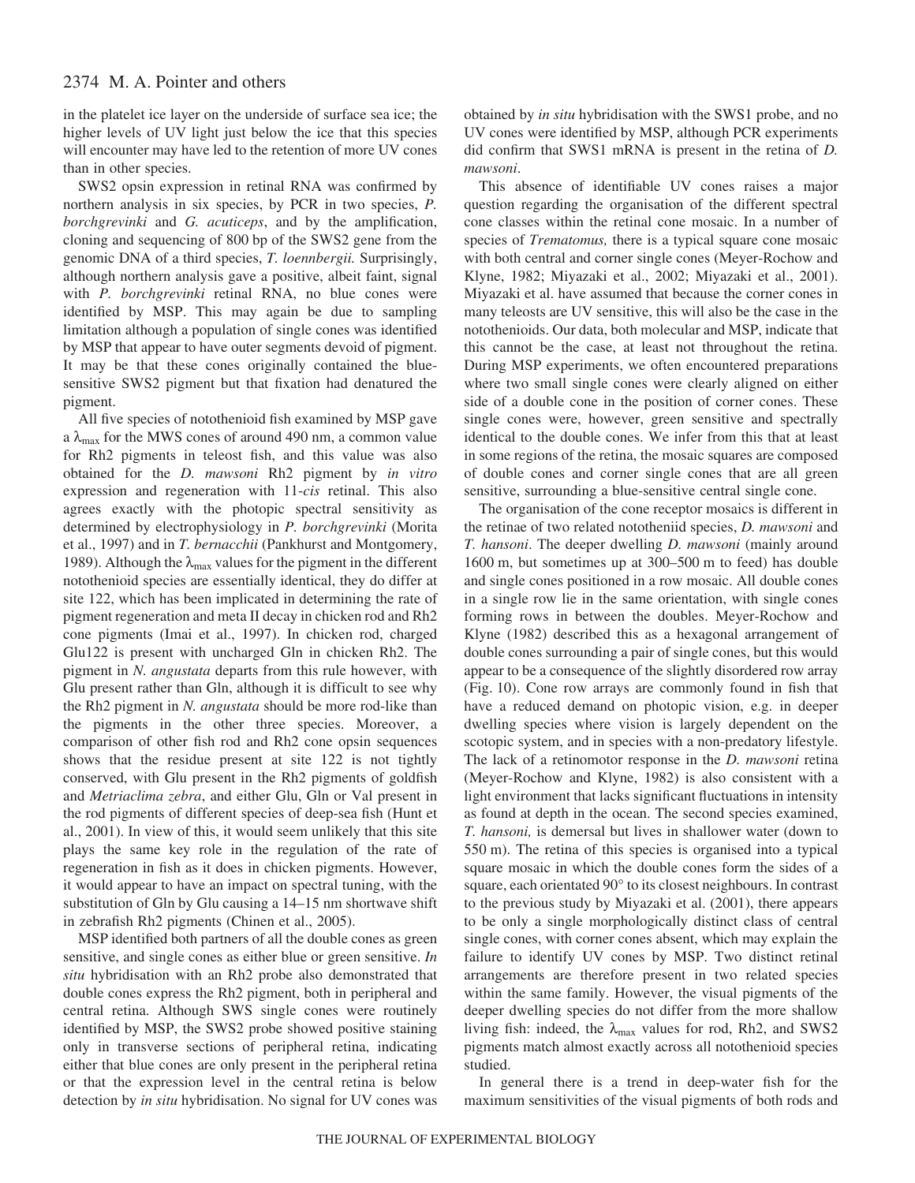in the platelet ice layer on the underside of surface sea ice; the higher levels of UV light just below the ice that this species will encounter may have led to the retention of more UV cones than in other species.

SWS2 opsin expression in retinal RNA was confirmed by northern analysis in six species, by PCR in two species, *P. borchgrevinki* and *G. acuticeps*, and by the amplification, cloning and sequencing of 800 bp of the SWS2 gene from the genomic DNA of a third species, *T. loennbergii.* Surprisingly, although northern analysis gave a positive, albeit faint, signal with *P. borchgrevinki* retinal RNA, no blue cones were identified by MSP. This may again be due to sampling limitation although a population of single cones was identified by MSP that appear to have outer segments devoid of pigment. It may be that these cones originally contained the blue-sensitive SWS2 pigment but that fixation had denatured the pigment.

All five species of notothenioid fish examined by MSP gave a $\lambda_{max}$ for the MWS cones of around 490 nm, a common value for Rh2 pigments in teleost fish, and this value was also obtained for the *D. mawsoni* Rh2 pigment by *in vitro* expression and regeneration with 11-*cis* retinal. This also agrees exactly with the photopic spectral sensitivity as determined by electrophysiology in *P. borchgrevinki* (Morita et al., 1997) and in *T. bernacchii* (Pankhurst and Montgomery, 1989). Although the $\lambda_{max}$ values for the pigment in the different notothenioid species are essentially identical, they do differ at site 122, which has been implicated in determining the rate of pigment regeneration and meta II decay in chicken rod and Rh2 cone pigments (Imai et al., 1997). In chicken rod, charged Glu122 is present with uncharged Gln in chicken Rh2. The pigment in *N. angustata* departs from this rule however, with Glu present rather than Gln, although it is difficult to see why the Rh2 pigment in *N. angustata* should be more rod-like than the pigments in the other three species. Moreover, a comparison of other fish rod and Rh2 cone opsin sequences shows that the residue present at site 122 is not tightly conserved, with Glu present in the Rh2 pigments of goldfish and *Metriaclima zebra*, and either Glu, Gln or Val present in the rod pigments of different species of deep-sea fish (Hunt et al., 2001). In view of this, it would seem unlikely that this site plays the same key role in the regulation of the rate of regeneration in fish as it does in chicken pigments. However, it would appear to have an impact on spectral tuning, with the substitution of Gln by Glu causing a 14–15 nm shortwave shift in zebrafish Rh2 pigments (Chinen et al., 2005).

MSP identified both partners of all the double cones as green sensitive, and single cones as either blue or green sensitive. *In situ* hybridisation with an Rh2 probe also demonstrated that double cones express the Rh2 pigment, both in peripheral and central retina. Although SWS single cones were routinely identified by MSP, the SWS2 probe showed positive staining only in transverse sections of peripheral retina, indicating either that blue cones are only present in the peripheral retina or that the expression level in the central retina is below detection by *in situ* hybridisation. No signal for UV cones was obtained by *in situ* hybridisation with the SWS1 probe, and no UV cones were identified by MSP, although PCR experiments did confirm that SWS1 mRNA is present in the retina of *D. mawsoni*.

This absence of identifiable UV cones raises a major question regarding the organisation of the different spectral cone classes within the retinal cone mosaic. In a number of species of *Trematomus,* there is a typical square cone mosaic with both central and corner single cones (Meyer-Rochow and Klyne, 1982; Miyazaki et al., 2002; Miyazaki et al., 2001). Miyazaki et al. have assumed that because the corner cones in many teleosts are UV sensitive, this will also be the case in the notothenioids. Our data, both molecular and MSP, indicate that this cannot be the case, at least not throughout the retina. During MSP experiments, we often encountered preparations where two small single cones were clearly aligned on either side of a double cone in the position of corner cones. These single cones were, however, green sensitive and spectrally identical to the double cones. We infer from this that at least in some regions of the retina, the mosaic squares are composed of double cones and corner single cones that are all green sensitive, surrounding a blue-sensitive central single cone.

The organisation of the cone receptor mosaics is different in the retinae of two related nototheniid species, *D. mawsoni* and *T. hansoni*. The deeper dwelling *D. mawsoni* (mainly around 1600 m, but sometimes up at 300–500 m to feed) has double and single cones positioned in a row mosaic. All double cones in a single row lie in the same orientation, with single cones forming rows in between the doubles. Meyer-Rochow and Klyne (1982) described this as a hexagonal arrangement of double cones surrounding a pair of single cones, but this would appear to be a consequence of the slightly disordered row array (Fig. 10). Cone row arrays are commonly found in fish that have a reduced demand on photopic vision, e.g. in deeper dwelling species where vision is largely dependent on the scotopic system, and in species with a non-predatory lifestyle. The lack of a retinomotor response in the *D. mawsoni* retina (Meyer-Rochow and Klyne, 1982) is also consistent with a light environment that lacks significant fluctuations in intensity as found at depth in the ocean. The second species examined, *T. hansoni,* is demersal but lives in shallower water (down to 550 m). The retina of this species is organised into a typical square mosaic in which the double cones form the sides of a square, each orientated 90° to its closest neighbours. In contrast to the previous study by Miyazaki et al. (2001), there appears to be only a single morphologically distinct class of central single cones, with corner cones absent, which may explain the failure to identify UV cones by MSP. Two distinct retinal arrangements are therefore present in two related species within the same family. However, the visual pigments of the deeper dwelling species do not differ from the more shallow living fish: indeed, the $\lambda_{max}$ values for rod, Rh2, and SWS2 pigments match almost exactly across all notothenioid species studied.

In general there is a trend in deep-water fish for the maximum sensitivities of the visual pigments of both rods and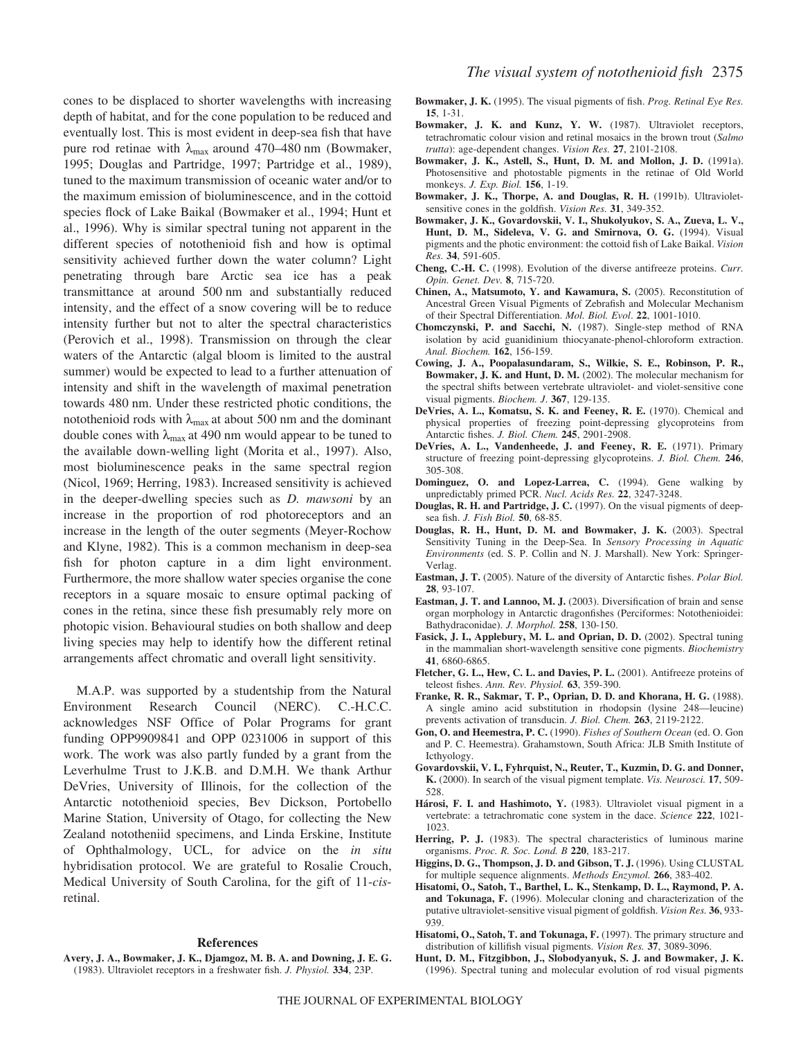cones to be displaced to shorter wavelengths with increasing depth of habitat, and for the cone population to be reduced and eventually lost. This is most evident in deep-sea fish that have pure rod retinae with $\lambda_{max}$ around 470–480 nm (Bowmaker, 1995; Douglas and Partridge, 1997; Partridge et al., 1989), tuned to the maximum transmission of oceanic water and/or to the maximum emission of bioluminescence, and in the cottoid species flock of Lake Baikal (Bowmaker et al., 1994; Hunt et al., 1996). Why is similar spectral tuning not apparent in the different species of notothenioid fish and how is optimal sensitivity achieved further down the water column? Light penetrating through bare Arctic sea ice has a peak transmittance at around 500 nm and substantially reduced intensity, and the effect of a snow covering will be to reduce intensity further but not to alter the spectral characteristics (Perovich et al., 1998). Transmission on through the clear waters of the Antarctic (algal bloom is limited to the austral summer) would be expected to lead to a further attenuation of intensity and shift in the wavelength of maximal penetration towards 480 nm. Under these restricted photic conditions, the notothenioid rods with $\lambda_{max}$ at about 500 nm and the dominant double cones with $\lambda_{max}$ at 490 nm would appear to be tuned to the available down-welling light (Morita et al., 1997). Also, most bioluminescence peaks in the same spectral region (Nicol, 1969; Herring, 1983). Increased sensitivity is achieved in the deeper-dwelling species such as *D. mawsoni* by an increase in the proportion of rod photoreceptors and an increase in the length of the outer segments (Meyer-Rochow and Klyne, 1982). This is a common mechanism in deep-sea fish for photon capture in a dim light environment. Furthermore, the more shallow water species organise the cone receptors in a square mosaic to ensure optimal packing of cones in the retina, since these fish presumably rely more on photopic vision. Behavioural studies on both shallow and deep living species may help to identify how the different retinal arrangements affect chromatic and overall light sensitivity.

M.A.P. was supported by a studentship from the Natural Environment Research Council (NERC). C.-H.C.C. acknowledges NSF Office of Polar Programs for grant funding OPP9909841 and OPP 0231006 in support of this work. The work was also partly funded by a grant from the Leverhulme Trust to J.K.B. and D.M.H. We thank Arthur DeVries, University of Illinois, for the collection of the Antarctic notothenioid species, Bev Dickson, Portobello Marine Station, University of Otago, for collecting the New Zealand nototheniid specimens, and Linda Erskine, Institute of Ophthalmology, UCL, for advice on the *in situ* hybridisation protocol. We are grateful to Rosalie Crouch, Medical University of South Carolina, for the gift of 11-*cis*-retinal.

## References

**Avery, J. A., Bowmaker, J. K., Djamgoz, M. B. A. and Downing, J. E. G.** (1983). Ultraviolet receptors in a freshwater fish. *J. Physiol.* **334**, 23P.

**Bowmaker, J. K.** (1995). The visual pigments of fish. *Prog. Retinal Eye Res.* **15**, 1-31.

**Bowmaker, J. K. and Kunz, Y. W.** (1987). Ultraviolet receptors, tetrachromatic colour vision and retinal mosaics in the brown trout (*Salmo trutta*): age-dependent changes. *Vision Res.* **27**, 2101-2108.

**Bowmaker, J. K., Astell, S., Hunt, D. M. and Mollon, J. D.** (1991a). Photosensitive and photostable pigments in the retinae of Old World monkeys. *J. Exp. Biol.* **156**, 1-19.

**Bowmaker, J. K., Thorpe, A. and Douglas, R. H.** (1991b). Ultraviolet-sensitive cones in the goldfish. *Vision Res.* **31**, 349-352.

**Bowmaker, J. K., Govardovskii, V. I., Shukolyukov, S. A., Zueva, L. V., Hunt, D. M., Sideleva, V. G. and Smirnova, O. G.** (1994). Visual pigments and the photic environment: the cottoid fish of Lake Baikal. *Vision Res.* **34**, 591-605.

**Cheng, C.-H. C.** (1998). Evolution of the diverse antifreeze proteins. *Curr. Opin. Genet. Dev.* **8**, 715-720.

**Chinen, A., Matsumoto, Y. and Kawamura, S.** (2005). Reconstitution of Ancestral Green Visual Pigments of Zebrafish and Molecular Mechanism of their Spectral Differentiation. *Mol. Biol. Evol.* **22**, 1001-1010.

**Chomczynski, P. and Sacchi, N.** (1987). Single-step method of RNA isolation by acid guanidinium thiocyanate-phenol-chloroform extraction. *Anal. Biochem.* **162**, 156-159.

**Cowing, J. A., Poopalasundaram, S., Wilkie, S. E., Robinson, P. R., Bowmaker, J. K. and Hunt, D. M.** (2002). The molecular mechanism for the spectral shifts between vertebrate ultraviolet- and violet-sensitive cone visual pigments. *Biochem. J.* **367**, 129-135.

**DeVries, A. L., Komatsu, S. K. and Feeney, R. E.** (1970). Chemical and physical properties of freezing point-depressing glycoproteins from Antarctic fishes. *J. Biol. Chem.* **245**, 2901-2908.

**DeVries, A. L., Vandenheede, J. and Feeney, R. E.** (1971). Primary structure of freezing point-depressing glycoproteins. *J. Biol. Chem.* **246**, 305-308.

**Dominguez, O. and Lopez-Larrea, C.** (1994). Gene walking by unpredictably primed PCR. *Nucl. Acids Res.* **22**, 3247-3248.

**Douglas, R. H. and Partridge, J. C.** (1997). On the visual pigments of deep-sea fish. *J. Fish Biol.* **50**, 68-85.

**Douglas, R. H., Hunt, D. M. and Bowmaker, J. K.** (2003). Spectral Sensitivity Tuning in the Deep-Sea. In *Sensory Processing in Aquatic Environments* (ed. S. P. Collin and N. J. Marshall). New York: Springer-Verlag.

**Eastman, J. T.** (2005). Nature of the diversity of Antarctic fishes. *Polar Biol.* **28**, 93-107.

**Eastman, J. T. and Lannoo, M. J.** (2003). Diversification of brain and sense organ morphology in Antarctic dragonfishes (Perciformes: Notothenioidei: Bathydraconidae). *J. Morphol.* **258**, 130-150.

**Fasick, J. I., Applebury, M. L. and Oprian, D. D.** (2002). Spectral tuning in the mammalian short-wavelength sensitive cone pigments. *Biochemistry* **41**, 6860-6865.

**Fletcher, G. L., Hew, C. L. and Davies, P. L.** (2001). Antifreeze proteins of teleost fishes. *Ann. Rev. Physiol.* **63**, 359-390.

**Franke, R. R., Sakmar, T. P., Oprian, D. D. and Khorana, H. G.** (1988). A single amino acid substitution in rhodopsin (lysine 248—leucine) prevents activation of transducin. *J. Biol. Chem.* **263**, 2119-2122.

**Gon, O. and Heemestra, P. C.** (1990). *Fishes of Southern Ocean* (ed. O. Gon and P. C. Heemestra). Grahamstown, South Africa: JLB Smith Institute of Icthyology.

**Govardovskii, V. I., Fyhrquist, N., Reuter, T., Kuzmin, D. G. and Donner, K.** (2000). In search of the visual pigment template. *Vis. Neurosci.* **17**, 509-528.

**Hárosi, F. I. and Hashimoto, Y.** (1983). Ultraviolet visual pigment in a vertebrate: a tetrachromatic cone system in the dace. *Science* **222**, 1021-1023.

**Herring, P. J.** (1983). The spectral characteristics of luminous marine organisms. *Proc. R. Soc. Lond. B* **220**, 183-217.

**Higgins, D. G., Thompson, J. D. and Gibson, T. J.** (1996). Using CLUSTAL for multiple sequence alignments. *Methods Enzymol.* **266**, 383-402.

**Hisatomi, O., Satoh, T., Barthel, L. K., Stenkamp, D. L., Raymond, P. A. and Tokunaga, F.** (1996). Molecular cloning and characterization of the putative ultraviolet-sensitive visual pigment of goldfish. *Vision Res.* **36**, 933-939.

**Hisatomi, O., Satoh, T. and Tokunaga, F.** (1997). The primary structure and distribution of killifish visual pigments. *Vision Res.* **37**, 3089-3096.

**Hunt, D. M., Fitzgibbon, J., Slobodyanyuk, S. J. and Bowmaker, J. K.** (1996). Spectral tuning and molecular evolution of rod visual pigments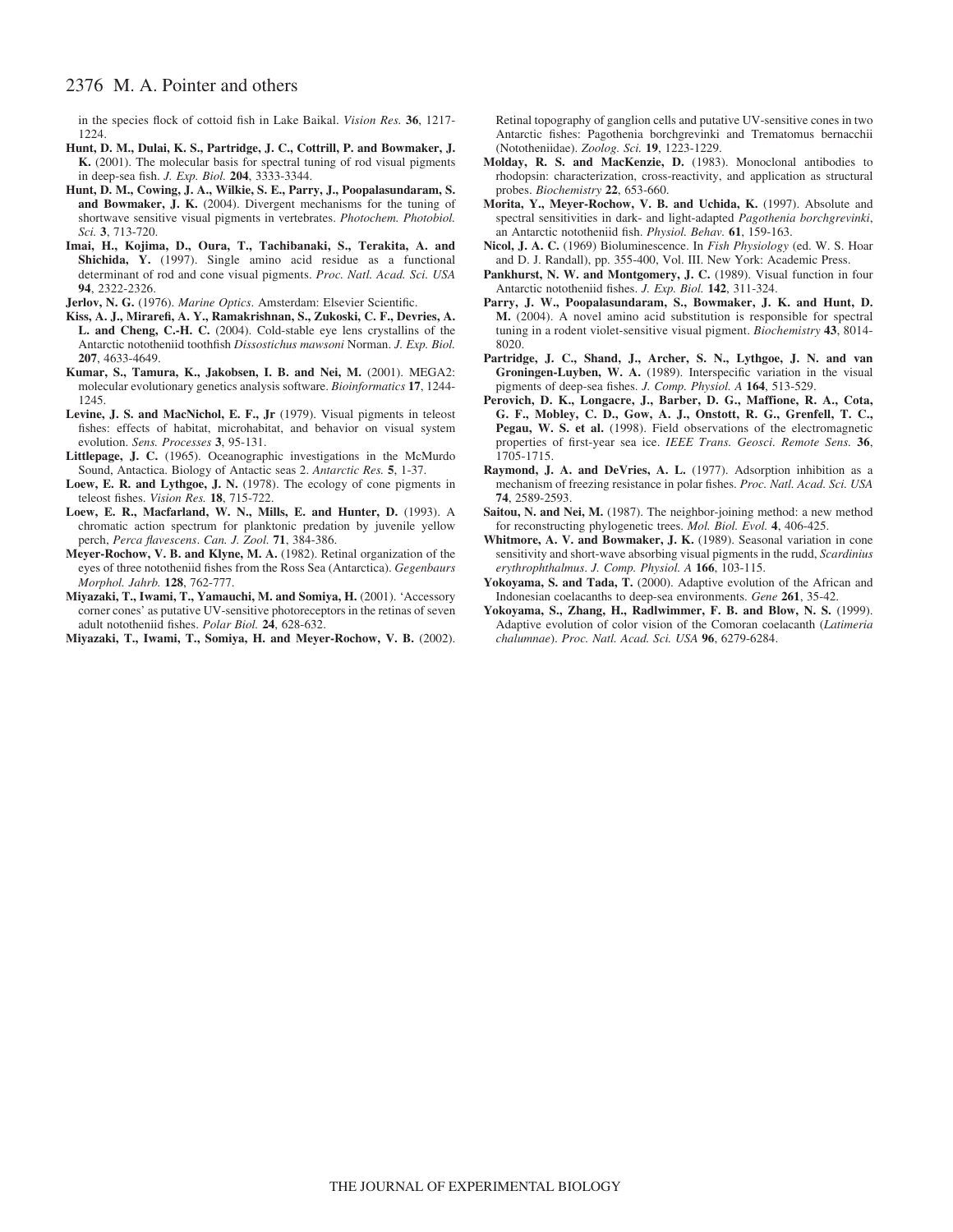in the species flock of cottoid fish in Lake Baikal. *Vision Res.* **36**, 1217-1224.

**Hunt, D. M., Dulai, K. S., Partridge, J. C., Cottrill, P. and Bowmaker, J. K.** (2001). The molecular basis for spectral tuning of rod visual pigments in deep-sea fish. *J. Exp. Biol.* **204**, 3333-3344.

**Hunt, D. M., Cowing, J. A., Wilkie, S. E., Parry, J., Poopalasundaram, S. and Bowmaker, J. K.** (2004). Divergent mechanisms for the tuning of shortwave sensitive visual pigments in vertebrates. *Photochem. Photobiol. Sci.* **3**, 713-720.

**Imai, H., Kojima, D., Oura, T., Tachibanaki, S., Terakita, A. and Shichida, Y.** (1997). Single amino acid residue as a functional determinant of rod and cone visual pigments. *Proc. Natl. Acad. Sci. USA* **94**, 2322-2326.

**Jerlov, N. G.** (1976). *Marine Optics*. Amsterdam: Elsevier Scientific.

**Kiss, A. J., Mirarefi, A. Y., Ramakrishnan, S., Zukoski, C. F., Devries, A. L. and Cheng, C.-H. C.** (2004). Cold-stable eye lens crystallins of the Antarctic nototheniid toothfish *Dissostichus mawsoni* Norman. *J. Exp. Biol.* **207**, 4633-4649.

**Kumar, S., Tamura, K., Jakobsen, I. B. and Nei, M.** (2001). MEGA2: molecular evolutionary genetics analysis software. *Bioinformatics* **17**, 1244-1245.

**Levine, J. S. and MacNichol, E. F., Jr** (1979). Visual pigments in teleost fishes: effects of habitat, microhabitat, and behavior on visual system evolution. *Sens. Processes* **3**, 95-131.

**Littlepage, J. C.** (1965). Oceanographic investigations in the McMurdo Sound, Antactica. Biology of Antactic seas 2. *Antarctic Res.* **5**, 1-37.

**Loew, E. R. and Lythgoe, J. N.** (1978). The ecology of cone pigments in teleost fishes. *Vision Res.* **18**, 715-722.

**Loew, E. R., Macfarland, W. N., Mills, E. and Hunter, D.** (1993). A chromatic action spectrum for planktonic predation by juvenile yellow perch, *Perca flavescens*. *Can. J. Zool.* **71**, 384-386.

**Meyer-Rochow, V. B. and Klyne, M. A.** (1982). Retinal organization of the eyes of three nototheniid fishes from the Ross Sea (Antarctica). *Gegenbaurs Morphol. Jahrb.* **128**, 762-777.

**Miyazaki, T., Iwami, T., Yamauchi, M. and Somiya, H.** (2001). 'Accessory corner cones' as putative UV-sensitive photoreceptors in the retinas of seven adult nototheniid fishes. *Polar Biol.* **24**, 628-632.

**Miyazaki, T., Iwami, T., Somiya, H. and Meyer-Rochow, V. B.** (2002). Retinal topography of ganglion cells and putative UV-sensitive cones in two Antarctic fishes: Pagothenia borchgrevinki and Trematomus bernacchii (Nototheniidae). *Zoolog. Sci.* **19**, 1223-1229.

**Molday, R. S. and MacKenzie, D.** (1983). Monoclonal antibodies to rhodopsin: characterization, cross-reactivity, and application as structural probes. *Biochemistry* **22**, 653-660.

**Morita, Y., Meyer-Rochow, V. B. and Uchida, K.** (1997). Absolute and spectral sensitivities in dark- and light-adapted *Pagothenia borchgrevinki*, an Antarctic nototheniid fish. *Physiol. Behav.* **61**, 159-163.

**Nicol, J. A. C.** (1969) Bioluminescence. In *Fish Physiology* (ed. W. S. Hoar and D. J. Randall), pp. 355-400, Vol. III. New York: Academic Press.

**Pankhurst, N. W. and Montgomery, J. C.** (1989). Visual function in four Antarctic nototheniid fishes. *J. Exp. Biol.* **142**, 311-324.

**Parry, J. W., Poopalasundaram, S., Bowmaker, J. K. and Hunt, D. M.** (2004). A novel amino acid substitution is responsible for spectral tuning in a rodent violet-sensitive visual pigment. *Biochemistry* **43**, 8014-8020.

**Partridge, J. C., Shand, J., Archer, S. N., Lythgoe, J. N. and van Groningen-Luyben, W. A.** (1989). Interspecific variation in the visual pigments of deep-sea fishes. *J. Comp. Physiol. A* **164**, 513-529.

**Perovich, D. K., Longacre, J., Barber, D. G., Maffione, R. A., Cota, G. F., Mobley, C. D., Gow, A. J., Onstott, R. G., Grenfell, T. C., Pegau, W. S. et al.** (1998). Field observations of the electromagnetic properties of first-year sea ice. *IEEE Trans. Geosci. Remote Sens.* **36**, 1705-1715.

**Raymond, J. A. and DeVries, A. L.** (1977). Adsorption inhibition as a mechanism of freezing resistance in polar fishes. *Proc. Natl. Acad. Sci. USA* **74**, 2589-2593.

**Saitou, N. and Nei, M.** (1987). The neighbor-joining method: a new method for reconstructing phylogenetic trees. *Mol. Biol. Evol.* **4**, 406-425.

**Whitmore, A. V. and Bowmaker, J. K.** (1989). Seasonal variation in cone sensitivity and short-wave absorbing visual pigments in the rudd, *Scardinius erythrophthalmus*. *J. Comp. Physiol. A* **166**, 103-115.

**Yokoyama, S. and Tada, T.** (2000). Adaptive evolution of the African and Indonesian coelacanths to deep-sea environments. *Gene* **261**, 35-42.

**Yokoyama, S., Zhang, H., Radlwimmer, F. B. and Blow, N. S.** (1999). Adaptive evolution of color vision of the Comoran coelacanth (*Latimeria chalumnae*). *Proc. Natl. Acad. Sci. USA* **96**, 6279-6284.